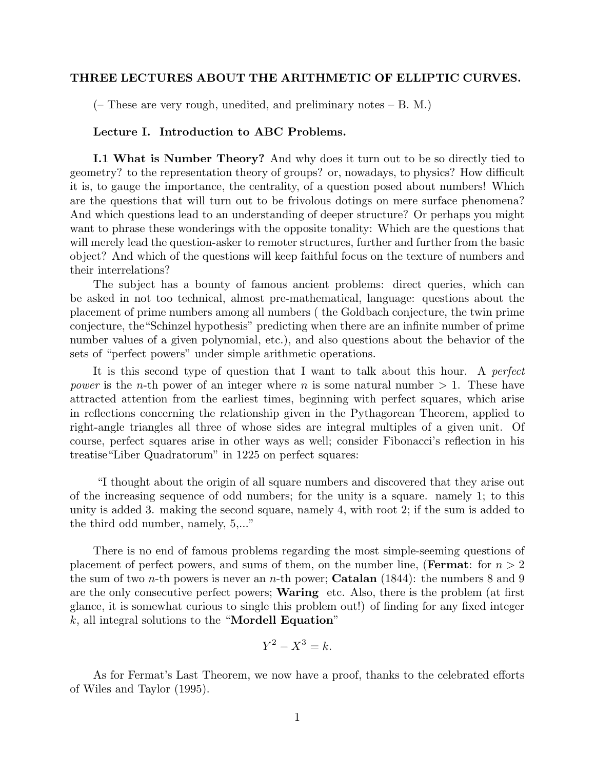**THREE LECTURES ABOUT THE ARITHMETIC OF ELLIPTIC CURVES.**

(– These are very rough, unedited, and preliminary notes – B. M.)

**Lecture I. Introduction to ABC Problems.**

**I.1 What is Number Theory?** And why does it turn out to be so directly tied to geometry? to the representation theory of groups? or, nowadays, to physics? How difficult it is, to gauge the importance, the centrality, of a question posed about numbers! Which are the questions that will turn out to be frivolous dotings on mere surface phenomena? And which questions lead to an understanding of deeper structure? Or perhaps you might want to phrase these wonderings with the opposite tonality: Which are the questions that will merely lead the question-asker to remoter structures, further and further from the basic object? And which of the questions will keep faithful focus on the texture of numbers and their interrelations?

The subject has a bounty of famous ancient problems: direct queries, which can be asked in not too technical, almost pre-mathematical, language: questions about the placement of prime numbers among all numbers ( the Goldbach conjecture, the twin prime conjecture, the"Schinzel hypothesis" predicting when there are an infinite number of prime number values of a given polynomial, etc.), and also questions about the behavior of the sets of "perfect powers" under simple arithmetic operations.

It is this second type of question that I want to talk about this hour. A *perfect power* is the $n$-th power of an integer where $n$ is some natural number $> 1$. These have attracted attention from the earliest times, beginning with perfect squares, which arise in reflections concerning the relationship given in the Pythagorean Theorem, applied to right-angle triangles all three of whose sides are integral multiples of a given unit. Of course, perfect squares arise in other ways as well; consider Fibonacci's reflection in his treatise"Liber Quadratorum" in 1225 on perfect squares:

"I thought about the origin of all square numbers and discovered that they arise out of the increasing sequence of odd numbers; for the unity is a square. namely 1; to this unity is added 3. making the second square, namely 4, with root 2; if the sum is added to the third odd number, namely, 5,..."

There is no end of famous problems regarding the most simple-seeming questions of placement of perfect powers, and sums of them, on the number line, (**Fermat**: for $n > 2$ the sum of two $n$-th powers is never an $n$-th power; **Catalan** (1844): the numbers 8 and 9 are the only consecutive perfect powers; **Waring** etc. Also, there is the problem (at first glance, it is somewhat curious to single this problem out!) of finding for any fixed integer $k$, all integral solutions to the "**Mordell Equation**"

$$Y^2 - X^3 = k.$$

As for Fermat's Last Theorem, we now have a proof, thanks to the celebrated efforts of Wiles and Taylor (1995).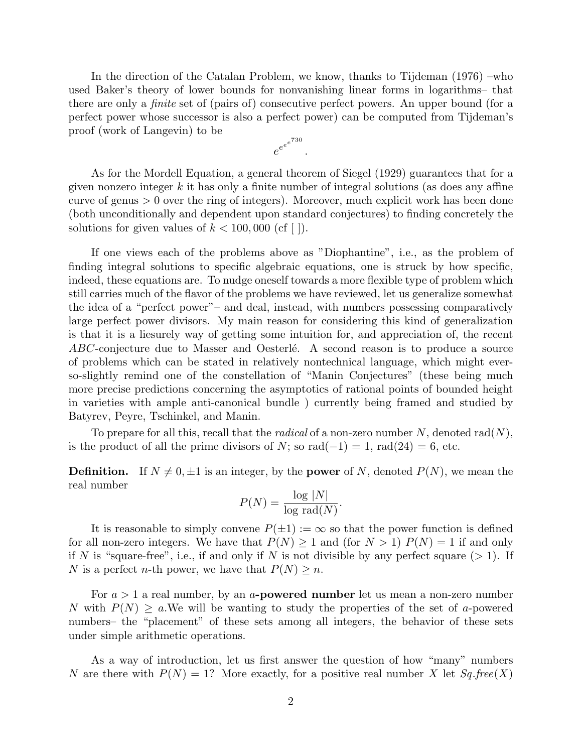In the direction of the Catalan Problem, we know, thanks to Tijdeman (1976) –who used Baker's theory of lower bounds for nonvanishing linear forms in logarithms– that there are only a *finite* set of (pairs of) consecutive perfect powers. An upper bound (for a perfect power whose successor is also a perfect power) can be computed from Tijdeman's proof (work of Langevin) to be

$$e^{e^{e^{e^{730}}}}.$$

As for the Mordell Equation, a general theorem of Siegel (1929) guarantees that for a given nonzero integer $k$ it has only a finite number of integral solutions (as does any affine curve of genus $> 0$ over the ring of integers). Moreover, much explicit work has been done (both unconditionally and dependent upon standard conjectures) to finding concretely the solutions for given values of $k < 100,000$ (cf [ ]).

If one views each of the problems above as "Diophantine", i.e., as the problem of finding integral solutions to specific algebraic equations, one is struck by how specific, indeed, these equations are. To nudge oneself towards a more flexible type of problem which still carries much of the flavor of the problems we have reviewed, let us generalize somewhat the idea of a "perfect power"– and deal, instead, with numbers possessing comparatively large perfect power divisors. My main reason for considering this kind of generalization is that it is a liesurely way of getting some intuition for, and appreciation of, the recent $ABC$-conjecture due to Masser and Oesterlé. A second reason is to produce a source of problems which can be stated in relatively nontechnical language, which might ever-so-slightly remind one of the constellation of "Manin Conjectures" (these being much more precise predictions concerning the asymptotics of rational points of bounded height in varieties with ample anti-canonical bundle ) currently being framed and studied by Batyrev, Peyre, Tschinkel, and Manin.

To prepare for all this, recall that the *radical* of a non-zero number $N$, denoted $\mathrm{rad}(N)$, is the product of all the prime divisors of $N$; so $\mathrm{rad}(-1) = 1$, $\mathrm{rad}(24) = 6$, etc.

**Definition.** If $N \neq 0, \pm 1$ is an integer, by the **power** of $N$, denoted $P(N)$, we mean the real number

$$P(N) = \frac{\log |N|}{\log \mathrm{rad}(N)}.$$

It is reasonable to simply convene $P(\pm 1) := \infty$ so that the power function is defined for all non-zero integers. We have that $P(N) \geq 1$ and (for $N > 1$) $P(N) = 1$ if and only if $N$ is "square-free", i.e., if and only if $N$ is not divisible by any perfect square ($> 1$). If $N$ is a perfect $n$-th power, we have that $P(N) \geq n$.

For $a > 1$ a real number, by an **$a$-powered number** let us mean a non-zero number $N$ with $P(N) \geq a$.We will be wanting to study the properties of the set of $a$-powered numbers– the "placement" of these sets among all integers, the behavior of these sets under simple arithmetic operations.

As a way of introduction, let us first answer the question of how "many" numbers $N$ are there with $P(N) = 1$? More exactly, for a positive real number $X$ let $Sq.free(X)$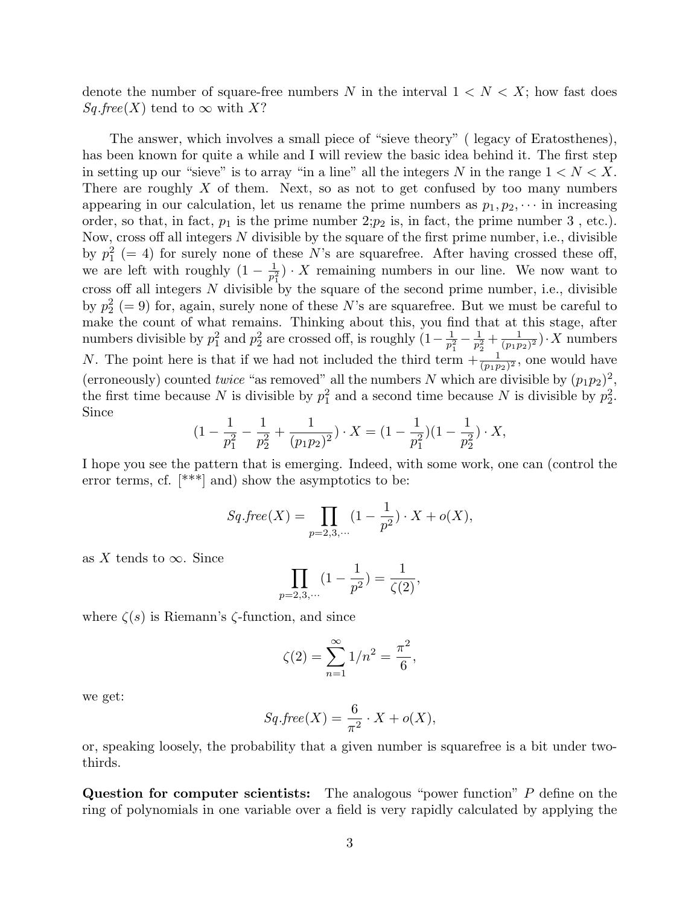denote the number of square-free numbers $N$ in the interval $1 < N < X$; how fast does $Sq.free(X)$ tend to $\infty$ with $X$?

The answer, which involves a small piece of "sieve theory" ( legacy of Eratosthenes), has been known for quite a while and I will review the basic idea behind it. The first step in setting up our "sieve" is to array "in a line" all the integers $N$ in the range $1 < N < X$. There are roughly $X$ of them. Next, so as not to get confused by too many numbers appearing in our calculation, let us rename the prime numbers as $p_1, p_2, \cdots$ in increasing order, so that, in fact, $p_1$ is the prime number 2;$p_2$ is, in fact, the prime number 3 , etc.). Now, cross off all integers $N$ divisible by the square of the first prime number, i.e., divisible by $p_1^2$ $(= 4)$ for surely none of these $N$'s are squarefree. After having crossed these off, we are left with roughly $(1 - \frac{1}{p_1^2}) \cdot X$ remaining numbers in our line. We now want to cross off all integers $N$ divisible by the square of the second prime number, i.e., divisible by $p_2^2$ $(= 9)$ for, again, surely none of these $N$'s are squarefree. But we must be careful to make the count of what remains. Thinking about this, you find that at this stage, after numbers divisible by $p_1^2$ and $p_2^2$ are crossed off, is roughly $(1 - \frac{1}{p_1^2} - \frac{1}{p_2^2} + \frac{1}{(p_1 p_2)^2}) \cdot X$ numbers $N$. The point here is that if we had not included the third term $+\frac{1}{(p_1 p_2)^2}$, one would have (erroneously) counted *twice* "as removed" all the numbers $N$ which are divisible by $(p_1 p_2)^2$, the first time because $N$ is divisible by $p_1^2$ and a second time because $N$ is divisible by $p_2^2$. Since

$$(1 - \frac{1}{p_1^2} - \frac{1}{p_2^2} + \frac{1}{(p_1 p_2)^2}) \cdot X = (1 - \frac{1}{p_1^2})(1 - \frac{1}{p_2^2}) \cdot X,$$

I hope you see the pattern that is emerging. Indeed, with some work, one can (control the error terms, cf. [***] and) show the asymptotics to be:

$$Sq.free(X) = \prod_{p=2,3,\cdots} (1 - \frac{1}{p^2}) \cdot X + o(X),$$

as $X$ tends to $\infty$. Since

$$\prod_{p=2,3,\cdots} (1 - \frac{1}{p^2}) = \frac{1}{\zeta(2)},$$

where $\zeta(s)$ is Riemann's $\zeta$-function, and since

$$\zeta(2) = \sum_{n=1}^{\infty} 1/n^2 = \frac{\pi^2}{6},$$

we get:

$$Sq.free(X) = \frac{6}{\pi^2} \cdot X + o(X),$$

or, speaking loosely, the probability that a given number is squarefree is a bit under two-thirds.

**Question for computer scientists:** The analogous "power function" $P$ define on the ring of polynomials in one variable over a field is very rapidly calculated by applying the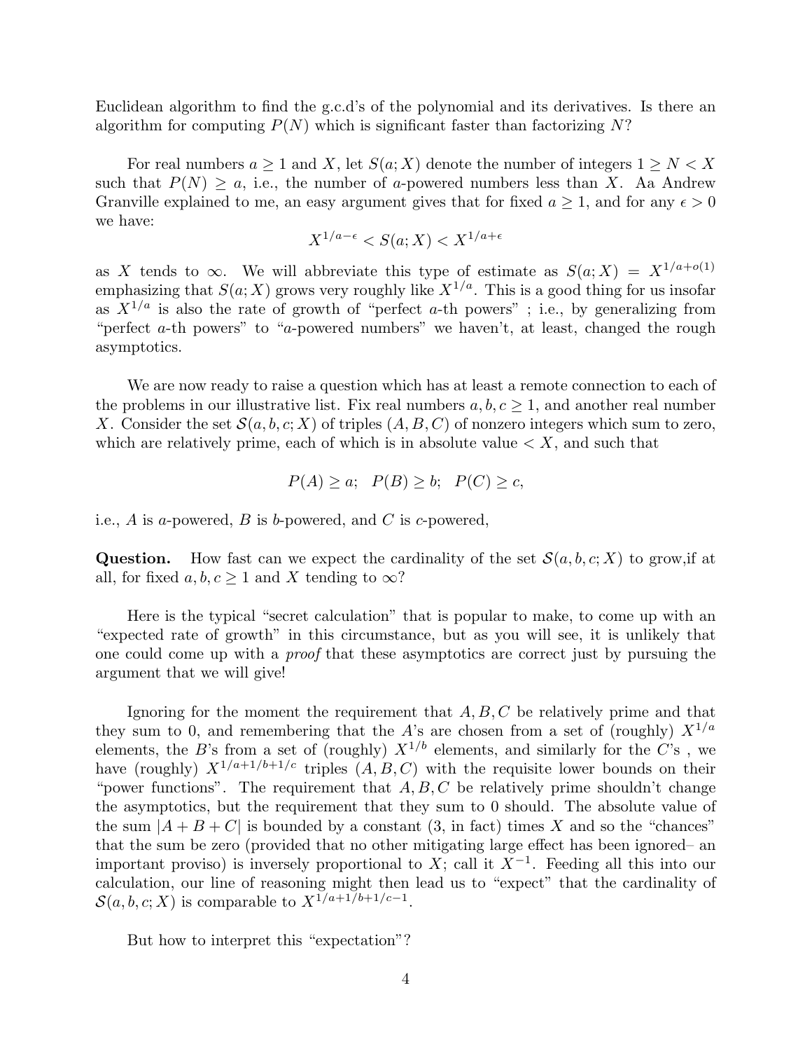Euclidean algorithm to find the g.c.d's of the polynomial and its derivatives. Is there an algorithm for computing $P(N)$ which is significant faster than factorizing $N$?

For real numbers $a \geq 1$ and $X$, let $S(a; X)$ denote the number of integers $1 \geq N < X$ such that $P(N) \geq a$, i.e., the number of $a$-powered numbers less than $X$. Aa Andrew Granville explained to me, an easy argument gives that for fixed $a \geq 1$, and for any $\epsilon > 0$ we have:

$$X^{1/a-\epsilon} < S(a; X) < X^{1/a+\epsilon}$$

as $X$ tends to $\infty$. We will abbreviate this type of estimate as $S(a; X) = X^{1/a+o(1)}$ emphasizing that $S(a; X)$ grows very roughly like $X^{1/a}$. This is a good thing for us insofar as $X^{1/a}$ is also the rate of growth of "perfect $a$-th powers" ; i.e., by generalizing from "perfect $a$-th powers" to "$a$-powered numbers" we haven't, at least, changed the rough asymptotics.

We are now ready to raise a question which has at least a remote connection to each of the problems in our illustrative list. Fix real numbers $a, b, c \geq 1$, and another real number $X$. Consider the set $\mathcal{S}(a, b, c; X)$ of triples $(A, B, C)$ of nonzero integers which sum to zero, which are relatively prime, each of which is in absolute value $< X$, and such that

$$P(A) \geq a; \quad P(B) \geq b; \quad P(C) \geq c,$$

i.e., $A$ is $a$-powered, $B$ is $b$-powered, and $C$ is $c$-powered,

**Question.** How fast can we expect the cardinality of the set $\mathcal{S}(a, b, c; X)$ to grow,if at all, for fixed $a, b, c \geq 1$ and $X$ tending to $\infty$?

Here is the typical "secret calculation" that is popular to make, to come up with an "expected rate of growth" in this circumstance, but as you will see, it is unlikely that one could come up with a *proof* that these asymptotics are correct just by pursuing the argument that we will give!

Ignoring for the moment the requirement that $A, B, C$ be relatively prime and that they sum to 0, and remembering that the $A$'s are chosen from a set of (roughly) $X^{1/a}$ elements, the $B$'s from a set of (roughly) $X^{1/b}$ elements, and similarly for the $C$'s , we have (roughly) $X^{1/a+1/b+1/c}$ triples $(A, B, C)$ with the requisite lower bounds on their "power functions". The requirement that $A, B, C$ be relatively prime shouldn't change the asymptotics, but the requirement that they sum to 0 should. The absolute value of the sum $|A + B + C|$ is bounded by a constant (3, in fact) times $X$ and so the "chances" that the sum be zero (provided that no other mitigating large effect has been ignored– an important proviso) is inversely proportional to $X$; call it $X^{-1}$. Feeding all this into our calculation, our line of reasoning might then lead us to "expect" that the cardinality of $\mathcal{S}(a, b, c; X)$ is comparable to $X^{1/a+1/b+1/c-1}$.

But how to interpret this "expectation"?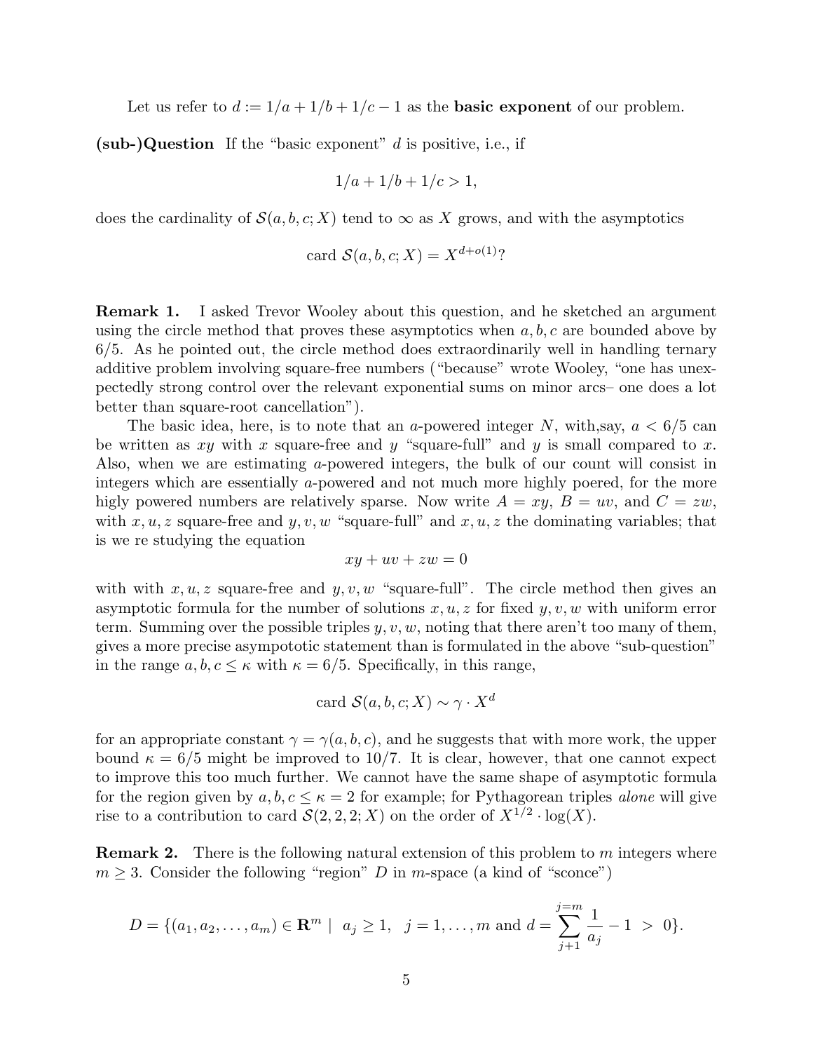Let us refer to $d := 1/a + 1/b + 1/c - 1$ as the **basic exponent** of our problem.

**(sub-)Question** If the "basic exponent" $d$ is positive, i.e., if

$$1/a + 1/b + 1/c > 1,$$

does the cardinality of $\mathcal{S}(a, b, c; X)$ tend to $\infty$ as $X$ grows, and with the asymptotics

$$\text{card } \mathcal{S}(a, b, c; X) = X^{d+o(1)}?$$

**Remark 1.** I asked Trevor Wooley about this question, and he sketched an argument using the circle method that proves these asymptotics when $a, b, c$ are bounded above by $6/5$. As he pointed out, the circle method does extraordinarily well in handling ternary additive problem involving square-free numbers ("because" wrote Wooley, "one has unexpectedly strong control over the relevant exponential sums on minor arcs– one does a lot better than square-root cancellation").

The basic idea, here, is to note that an $a$-powered integer $N$, with,say, $a < 6/5$ can be written as $xy$ with $x$ square-free and $y$ "square-full" and $y$ is small compared to $x$. Also, when we are estimating $a$-powered integers, the bulk of our count will consist in integers which are essentially $a$-powered and not much more highly poered, for the more higly powered numbers are relatively sparse. Now write $A = xy$, $B = uv$, and $C = zw$, with $x, u, z$ square-free and $y, v, w$ "square-full" and $x, u, z$ the dominating variables; that is we re studying the equation

$$xy + uv + zw = 0$$

with with $x, u, z$ square-free and $y, v, w$ "square-full". The circle method then gives an asymptotic formula for the number of solutions $x, u, z$ for fixed $y, v, w$ with uniform error term. Summing over the possible triples $y, v, w$, noting that there aren't too many of them, gives a more precise asympototic statement than is formulated in the above "sub-question" in the range $a, b, c \leq \kappa$ with $\kappa = 6/5$. Specifically, in this range,

$$\text{card } \mathcal{S}(a, b, c; X) \sim \gamma \cdot X^d$$

for an appropriate constant $\gamma = \gamma(a, b, c)$, and he suggests that with more work, the upper bound $\kappa = 6/5$ might be improved to $10/7$. It is clear, however, that one cannot expect to improve this too much further. We cannot have the same shape of asymptotic formula for the region given by $a, b, c \leq \kappa = 2$ for example; for Pythagorean triples *alone* will give rise to a contribution to card $\mathcal{S}(2, 2, 2; X)$ on the order of $X^{1/2} \cdot \log(X)$.

**Remark 2.** There is the following natural extension of this problem to $m$ integers where $m \geq 3$. Consider the following "region" $D$ in $m$-space (a kind of "sconce")

$$D = \{(a_1, a_2, \ldots, a_m) \in \mathbf{R}^m \mid \ a_j \geq 1, \ \ j = 1, \ldots, m \text{ and } d = \sum_{j+1}^{j=m} \frac{1}{a_j} - 1 \ > \ 0\}.$$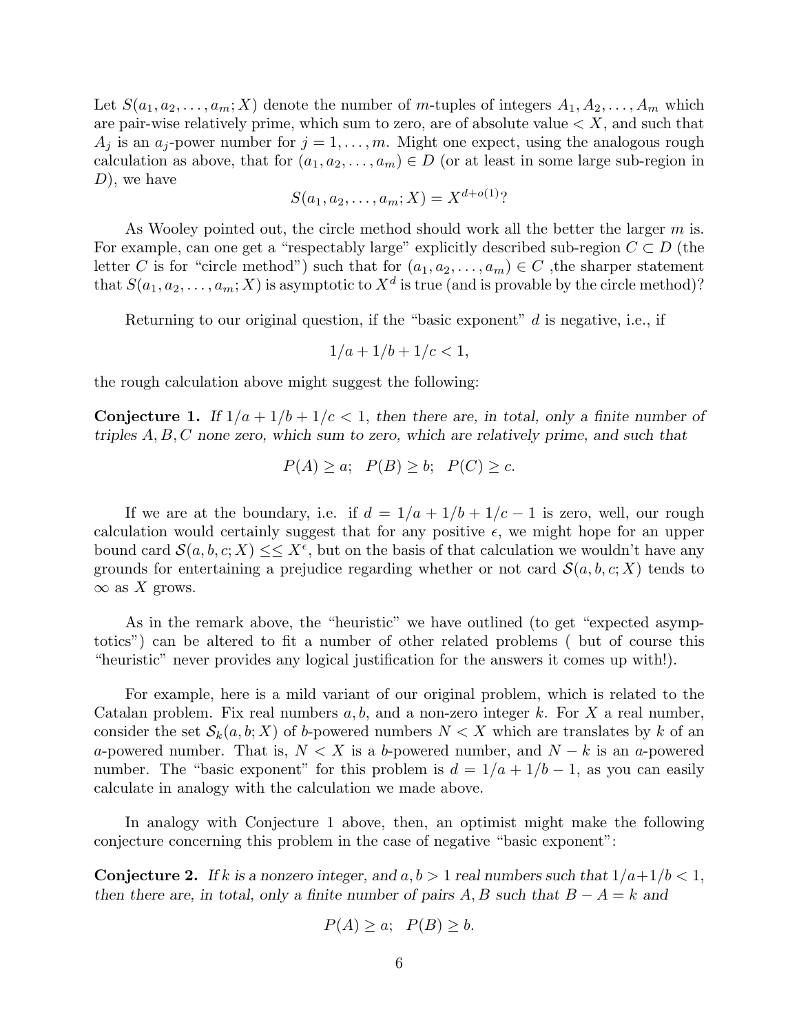Let $S(a_1, a_2, \ldots, a_m; X)$ denote the number of $m$-tuples of integers $A_1, A_2, \ldots, A_m$ which are pair-wise relatively prime, which sum to zero, are of absolute value $< X$, and such that $A_j$ is an $a_j$-power number for $j = 1, \ldots, m$. Might one expect, using the analogous rough calculation as above, that for $(a_1, a_2, \ldots, a_m) \in D$ (or at least in some large sub-region in $D$), we have

$$S(a_1, a_2, \ldots, a_m; X) = X^{d+o(1)}?$$

As Wooley pointed out, the circle method should work all the better the larger $m$ is. For example, can one get a "respectably large" explicitly described sub-region $C \subset D$ (the letter $C$ is for "circle method") such that for $(a_1, a_2, \ldots, a_m) \in C$ ,the sharper statement that $S(a_1, a_2, \ldots, a_m; X)$ is asymptotic to $X^d$ is true (and is provable by the circle method)?

Returning to our original question, if the "basic exponent" $d$ is negative, i.e., if

$$1/a + 1/b + 1/c < 1,$$

the rough calculation above might suggest the following:

**Conjecture 1.** *If $1/a + 1/b + 1/c < 1$, then there are, in total, only a finite number of triples $A, B, C$ none zero, which sum to zero, which are relatively prime, and such that*

$$P(A) \geq a; \quad P(B) \geq b; \quad P(C) \geq c.$$

If we are at the boundary, i.e. if $d = 1/a + 1/b + 1/c - 1$ is zero, well, our rough calculation would certainly suggest that for any positive $\epsilon$, we might hope for an upper bound card $\mathcal{S}(a, b, c; X) \leq\leq X^{\epsilon}$, but on the basis of that calculation we wouldn't have any grounds for entertaining a prejudice regarding whether or not card $\mathcal{S}(a, b, c; X)$ tends to $\infty$ as $X$ grows.

As in the remark above, the "heuristic" we have outlined (to get "expected asymptotics") can be altered to fit a number of other related problems ( but of course this "heuristic" never provides any logical justification for the answers it comes up with!).

For example, here is a mild variant of our original problem, which is related to the Catalan problem. Fix real numbers $a, b$, and a non-zero integer $k$. For $X$ a real number, consider the set $\mathcal{S}_k(a, b; X)$ of $b$-powered numbers $N < X$ which are translates by $k$ of an $a$-powered number. That is, $N < X$ is a $b$-powered number, and $N - k$ is an $a$-powered number. The "basic exponent" for this problem is $d = 1/a + 1/b - 1$, as you can easily calculate in analogy with the calculation we made above.

In analogy with Conjecture 1 above, then, an optimist might make the following conjecture concerning this problem in the case of negative "basic exponent":

**Conjecture 2.** *If $k$ is a nonzero integer, and $a, b > 1$ real numbers such that $1/a + 1/b < 1$, then there are, in total, only a finite number of pairs $A, B$ such that $B - A = k$ and*

$$P(A) \geq a; \quad P(B) \geq b.$$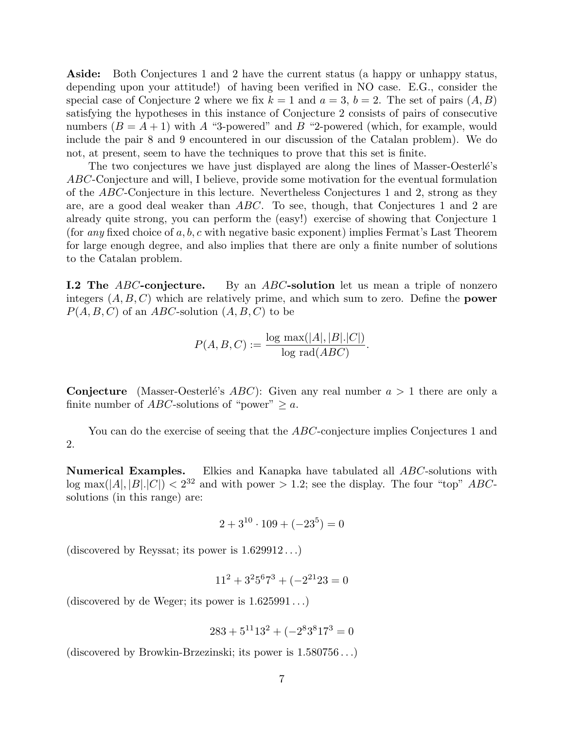**Aside:** Both Conjectures 1 and 2 have the current status (a happy or unhappy status, depending upon your attitude!) of having been verified in NO case. E.G., consider the special case of Conjecture 2 where we fix $k = 1$ and $a = 3$, $b = 2$. The set of pairs $(A, B)$ satisfying the hypotheses in this instance of Conjecture 2 consists of pairs of consecutive numbers ($B = A + 1$) with $A$ "3-powered" and $B$ "2-powered (which, for example, would include the pair 8 and 9 encountered in our discussion of the Catalan problem). We do not, at present, seem to have the techniques to prove that this set is finite.

The two conjectures we have just displayed are along the lines of Masser-Oesterlé's $ABC$-Conjecture and will, I believe, provide some motivation for the eventual formulation of the $ABC$-Conjecture in this lecture. Nevertheless Conjectures 1 and 2, strong as they are, are a good deal weaker than $ABC$. To see, though, that Conjectures 1 and 2 are already quite strong, you can perform the (easy!) exercise of showing that Conjecture 1 (for *any* fixed choice of $a, b, c$ with negative basic exponent) implies Fermat's Last Theorem for large enough degree, and also implies that there are only a finite number of solutions to the Catalan problem.

**I.2 The $ABC$-conjecture.** By an **$ABC$-solution** let us mean a triple of nonzero integers $(A, B, C)$ which are relatively prime, and which sum to zero. Define the **power** $P(A, B, C)$ of an $ABC$-solution $(A, B, C)$ to be

$$P(A, B, C) := \frac{\log\, \max(|A|, |B|.|C|)}{\log\, \mathrm{rad}(ABC)}.$$

**Conjecture** (Masser-Oesterlé's $ABC$): Given any real number $a > 1$ there are only a finite number of $ABC$-solutions of "power" $\geq a$.

You can do the exercise of seeing that the $ABC$-conjecture implies Conjectures 1 and 2.

**Numerical Examples.** Elkies and Kanapka have tabulated all $ABC$-solutions with $\log \max(|A|, |B|.|C|) < 2^{32}$ and with power $> 1.2$; see the display. The four "top" $ABC$-solutions (in this range) are:

$$2 + 3^{10} \cdot 109 + (-23^5) = 0$$

(discovered by Reyssat; its power is $1.629912\ldots$)

$$11^2 + 3^2 5^6 7^3 + (-2^{21} 23 = 0$$

(discovered by de Weger; its power is $1.625991\ldots$)

$$283 + 5^{11} 13^2 + (-2^8 3^8 17^3 = 0$$

(discovered by Browkin-Brzezinski; its power is $1.580756\ldots$)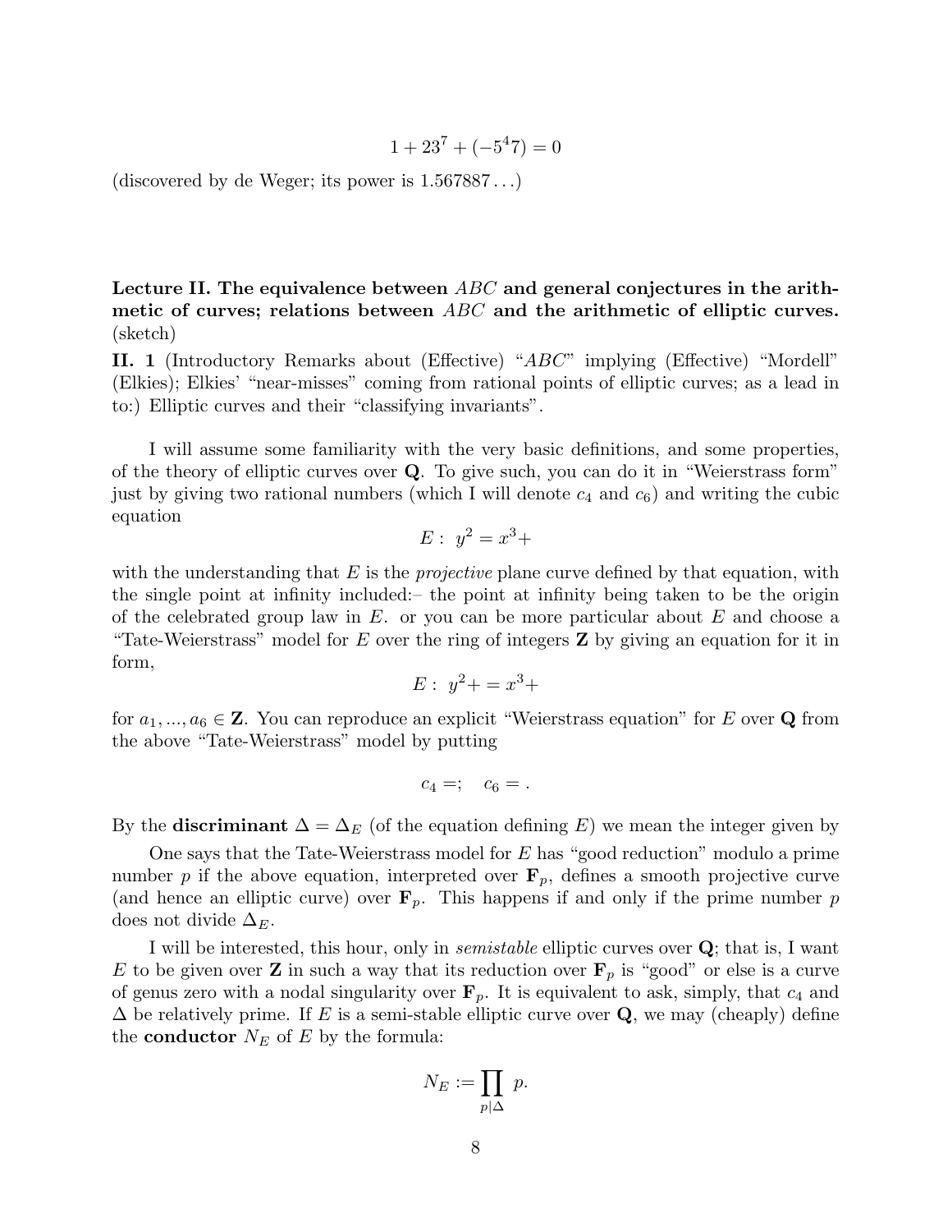$$1 + 23^7 + (-5^4 7) = 0$$

(discovered by de Weger; its power is $1.567887\ldots$)

**Lecture II. The equivalence between $ABC$ and general conjectures in the arithmetic of curves; relations between $ABC$ and the arithmetic of elliptic curves.** (sketch)

**II. 1** (Introductory Remarks about (Effective) "$ABC$" implying (Effective) "Mordell" (Elkies); Elkies' "near-misses" coming from rational points of elliptic curves; as a lead in to:) Elliptic curves and their "classifying invariants".

I will assume some familiarity with the very basic definitions, and some properties, of the theory of elliptic curves over $\mathbf{Q}$. To give such, you can do it in "Weierstrass form" just by giving two rational numbers (which I will denote $c_4$ and $c_6$) and writing the cubic equation

$$E: \ y^2 = x^3 +$$

with the understanding that $E$ is the *projective* plane curve defined by that equation, with the single point at infinity included:– the point at infinity being taken to be the origin of the celebrated group law in $E$. or you can be more particular about $E$ and choose a "Tate-Weierstrass" model for $E$ over the ring of integers $\mathbf{Z}$ by giving an equation for it in form,

$$E: \ y^2 + = x^3 +$$

for $a_1, ..., a_6 \in \mathbf{Z}$. You can reproduce an explicit "Weierstrass equation" for $E$ over $\mathbf{Q}$ from the above "Tate-Weierstrass" model by putting

$$c_4 =; \quad c_6 = .$$

By the **discriminant** $\Delta = \Delta_E$ (of the equation defining $E$) we mean the integer given by

One says that the Tate-Weierstrass model for $E$ has "good reduction" modulo a prime number $p$ if the above equation, interpreted over $\mathbf{F}_p$, defines a smooth projective curve (and hence an elliptic curve) over $\mathbf{F}_p$. This happens if and only if the prime number $p$ does not divide $\Delta_E$.

I will be interested, this hour, only in *semistable* elliptic curves over $\mathbf{Q}$; that is, I want $E$ to be given over $\mathbf{Z}$ in such a way that its reduction over $\mathbf{F}_p$ is "good" or else is a curve of genus zero with a nodal singularity over $\mathbf{F}_p$. It is equivalent to ask, simply, that $c_4$ and $\Delta$ be relatively prime. If $E$ is a semi-stable elliptic curve over $\mathbf{Q}$, we may (cheaply) define the **conductor** $N_E$ of $E$ by the formula:

$$N_E := \prod_{p \mid \Delta} p.$$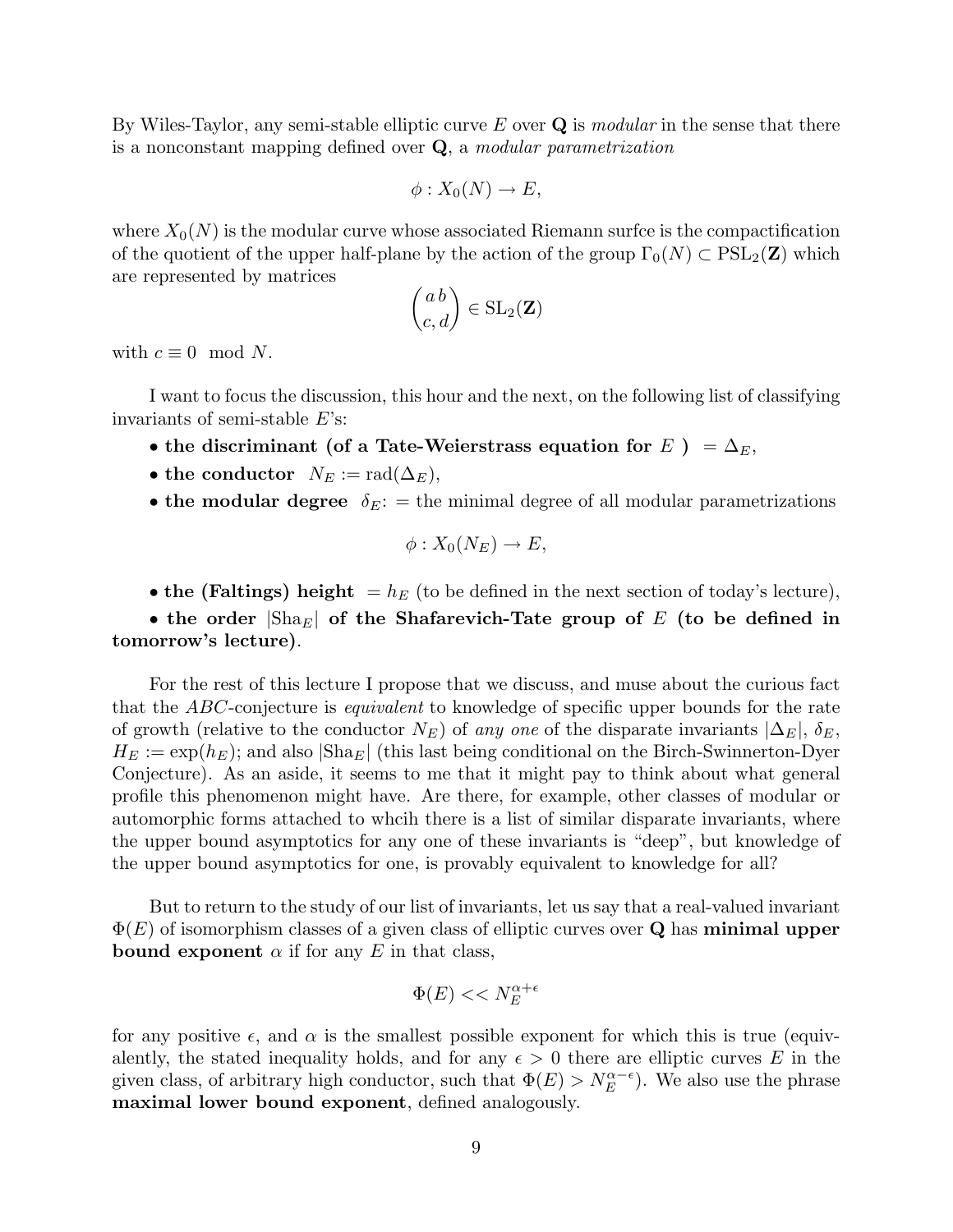By Wiles-Taylor, any semi-stable elliptic curve $E$ over $\mathbf{Q}$ is *modular* in the sense that there is a nonconstant mapping defined over $\mathbf{Q}$, a *modular parametrization*

$$\phi : X_0(N) \to E,$$

where $X_0(N)$ is the modular curve whose associated Riemann surfce is the compactification of the quotient of the upper half-plane by the action of the group $\Gamma_0(N) \subset \mathrm{PSL}_2(\mathbf{Z})$ which are represented by matrices

$$\begin{pmatrix} a \, b \\ c, d \end{pmatrix} \in \mathrm{SL}_2(\mathbf{Z})$$

with $c \equiv 0 \mod N$.

I want to focus the discussion, this hour and the next, on the following list of classifying invariants of semi-stable $E$'s:

- **the discriminant (of a Tate-Weierstrass equation for $E$ )** $= \Delta_E$,
- **the conductor** $N_E := \mathrm{rad}(\Delta_E)$,
- **the modular degree** $\delta_E$: = the minimal degree of all modular parametrizations

$$\phi : X_0(N_E) \to E,$$

- **the (Faltings) height** $= h_E$ (to be defined in the next section of today's lecture),
- **the order $|\mathrm{Sha}_E|$ of the Shafarevich-Tate group of $E$ (to be defined in tomorrow's lecture)**.

For the rest of this lecture I propose that we discuss, and muse about the curious fact that the $ABC$-conjecture is *equivalent* to knowledge of specific upper bounds for the rate of growth (relative to the conductor $N_E$) of *any one* of the disparate invariants $|\Delta_E|$, $\delta_E$, $H_E := \exp(h_E)$; and also $|\mathrm{Sha}_E|$ (this last being conditional on the Birch-Swinnerton-Dyer Conjecture). As an aside, it seems to me that it might pay to think about what general profile this phenomenon might have. Are there, for example, other classes of modular or automorphic forms attached to whcih there is a list of similar disparate invariants, where the upper bound asymptotics for any one of these invariants is "deep", but knowledge of the upper bound asymptotics for one, is provably equivalent to knowledge for all?

But to return to the study of our list of invariants, let us say that a real-valued invariant $\Phi(E)$ of isomorphism classes of a given class of elliptic curves over $\mathbf{Q}$ has **minimal upper bound exponent** $\alpha$ if for any $E$ in that class,

$$\Phi(E) << N_E^{\alpha+\epsilon}$$

for any positive $\epsilon$, and $\alpha$ is the smallest possible exponent for which this is true (equivalently, the stated inequality holds, and for any $\epsilon > 0$ there are elliptic curves $E$ in the given class, of arbitrary high conductor, such that $\Phi(E) > N_E^{\alpha-\epsilon}$). We also use the phrase **maximal lower bound exponent**, defined analogously.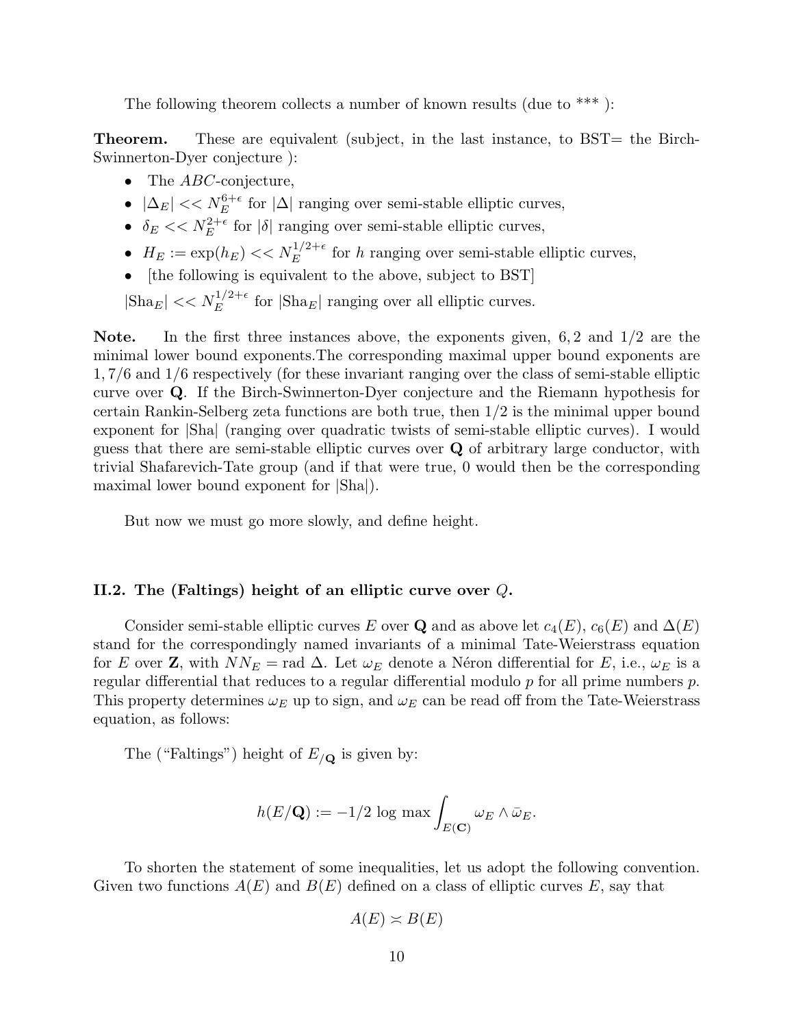The following theorem collects a number of known results (due to *** ):

**Theorem.** These are equivalent (subject, in the last instance, to BST= the Birch-Swinnerton-Dyer conjecture ):

- The $ABC$-conjecture,
- $|\Delta_E| << N_E^{6+\epsilon}$ for $|\Delta|$ ranging over semi-stable elliptic curves,
- $\delta_E << N_E^{2+\epsilon}$ for $|\delta|$ ranging over semi-stable elliptic curves,
- $H_E := \exp(h_E) << N_E^{1/2+\epsilon}$ for $h$ ranging over semi-stable elliptic curves,
- [the following is equivalent to the above, subject to BST]

$|\text{Sha}_E| << N_E^{1/2+\epsilon}$ for $|\text{Sha}_E|$ ranging over all elliptic curves.

**Note.** In the first three instances above, the exponents given, $6, 2$ and $1/2$ are the minimal lower bound exponents.The corresponding maximal upper bound exponents are $1, 7/6$ and $1/6$ respectively (for these invariant ranging over the class of semi-stable elliptic curve over $\mathbf{Q}$. If the Birch-Swinnerton-Dyer conjecture and the Riemann hypothesis for certain Rankin-Selberg zeta functions are both true, then $1/2$ is the minimal upper bound exponent for $|\text{Sha}|$ (ranging over quadratic twists of semi-stable elliptic curves). I would guess that there are semi-stable elliptic curves over $\mathbf{Q}$ of arbitrary large conductor, with trivial Shafarevich-Tate group (and if that were true, 0 would then be the corresponding maximal lower bound exponent for $|\text{Sha}|$).

But now we must go more slowly, and define height.

### II.2. The (Faltings) height of an elliptic curve over $Q$.

Consider semi-stable elliptic curves $E$ over $\mathbf{Q}$ and as above let $c_4(E)$, $c_6(E)$ and $\Delta(E)$ stand for the correspondingly named invariants of a minimal Tate-Weierstrass equation for $E$ over $\mathbf{Z}$, with $NN_E = \text{rad } \Delta$. Let $\omega_E$ denote a Néron differential for $E$, i.e., $\omega_E$ is a regular differential that reduces to a regular differential modulo $p$ for all prime numbers $p$. This property determines $\omega_E$ up to sign, and $\omega_E$ can be read off from the Tate-Weierstrass equation, as follows:

The ("Faltings") height of $E_{/\mathbf{Q}}$ is given by:

$$h(E/\mathbf{Q}) := -1/2 \log \max \int_{E(\mathbf{C})} \omega_E \wedge \bar{\omega}_E.$$

To shorten the statement of some inequalities, let us adopt the following convention. Given two functions $A(E)$ and $B(E)$ defined on a class of elliptic curves $E$, say that

$$A(E) \asymp B(E)$$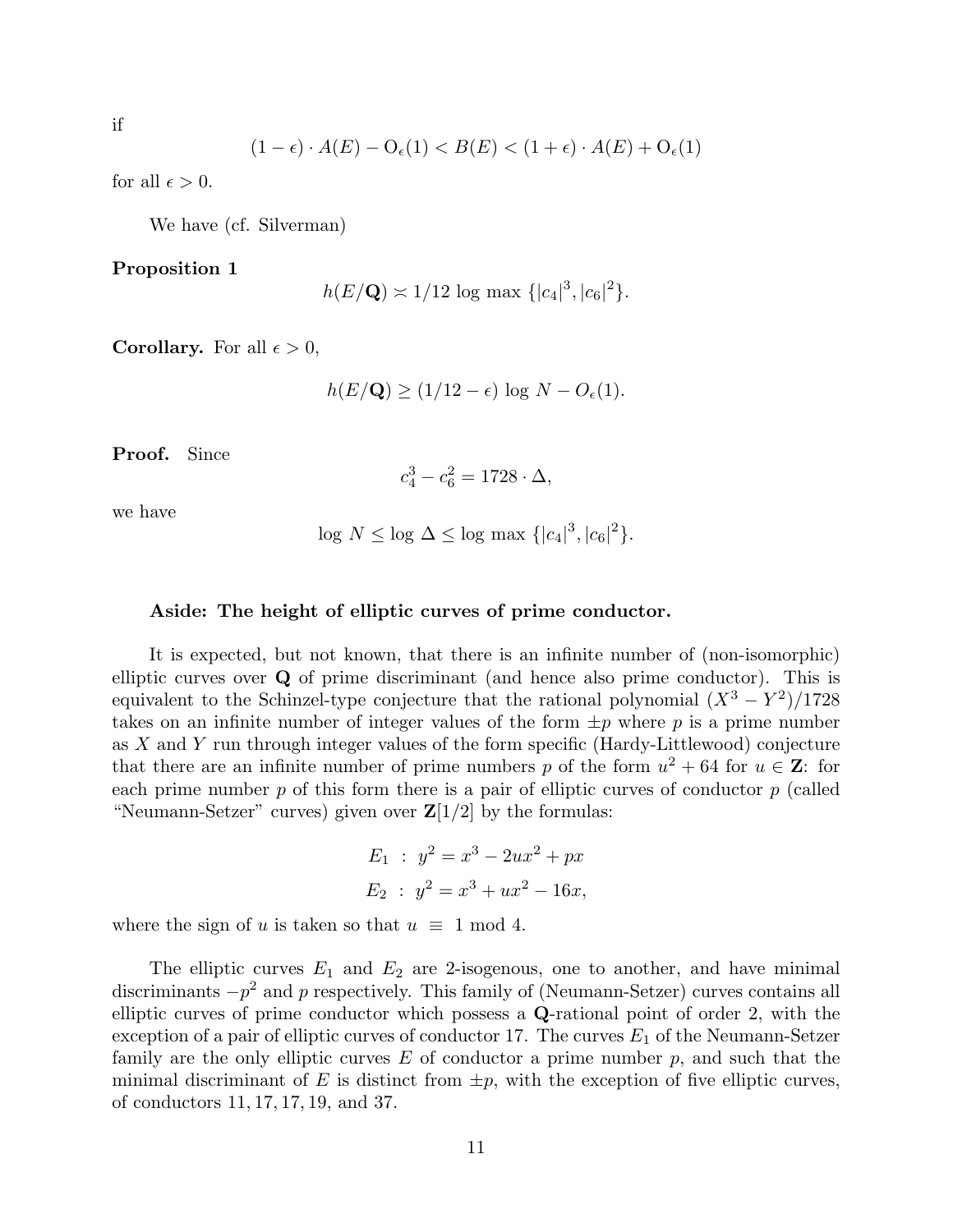if

$$(1 - \epsilon) \cdot A(E) - \mathrm{O}_\epsilon(1) < B(E) < (1 + \epsilon) \cdot A(E) + \mathrm{O}_\epsilon(1)$$

for all $\epsilon > 0$.

We have (cf. Silverman)

**Proposition 1**

$$h(E/\mathbf{Q}) \asymp 1/12 \log \max \{|c_4|^3, |c_6|^2\}.$$

**Corollary.** For all $\epsilon > 0$,

$$h(E/\mathbf{Q}) \geq (1/12 - \epsilon) \log N - O_\epsilon(1).$$

**Proof.** Since

$$c_4^3 - c_6^2 = 1728 \cdot \Delta,$$

we have

$$\log N \leq \log \Delta \leq \log \max \{|c_4|^3, |c_6|^2\}.$$

**Aside: The height of elliptic curves of prime conductor.**

It is expected, but not known, that there is an infinite number of (non-isomorphic) elliptic curves over $\mathbf{Q}$ of prime discriminant (and hence also prime conductor). This is equivalent to the Schinzel-type conjecture that the rational polynomial $(X^3 - Y^2)/1728$ takes on an infinite number of integer values of the form $\pm p$ where $p$ is a prime number as $X$ and $Y$ run through integer values of the form specific (Hardy-Littlewood) conjecture that there are an infinite number of prime numbers $p$ of the form $u^2 + 64$ for $u \in \mathbf{Z}$: for each prime number $p$ of this form there is a pair of elliptic curves of conductor $p$ (called "Neumann-Setzer" curves) given over $\mathbf{Z}[1/2]$ by the formulas:

$$E_1 \;:\; y^2 = x^3 - 2ux^2 + px$$
$$E_2 \;:\; y^2 = x^3 + ux^2 - 16x,$$

where the sign of $u$ is taken so that $u \equiv 1 \bmod 4$.

The elliptic curves $E_1$ and $E_2$ are 2-isogenous, one to another, and have minimal discriminants $-p^2$ and $p$ respectively. This family of (Neumann-Setzer) curves contains all elliptic curves of prime conductor which possess a $\mathbf{Q}$-rational point of order 2, with the exception of a pair of elliptic curves of conductor 17. The curves $E_1$ of the Neumann-Setzer family are the only elliptic curves $E$ of conductor a prime number $p$, and such that the minimal discriminant of $E$ is distinct from $\pm p$, with the exception of five elliptic curves, of conductors 11, 17, 17, 19, and 37.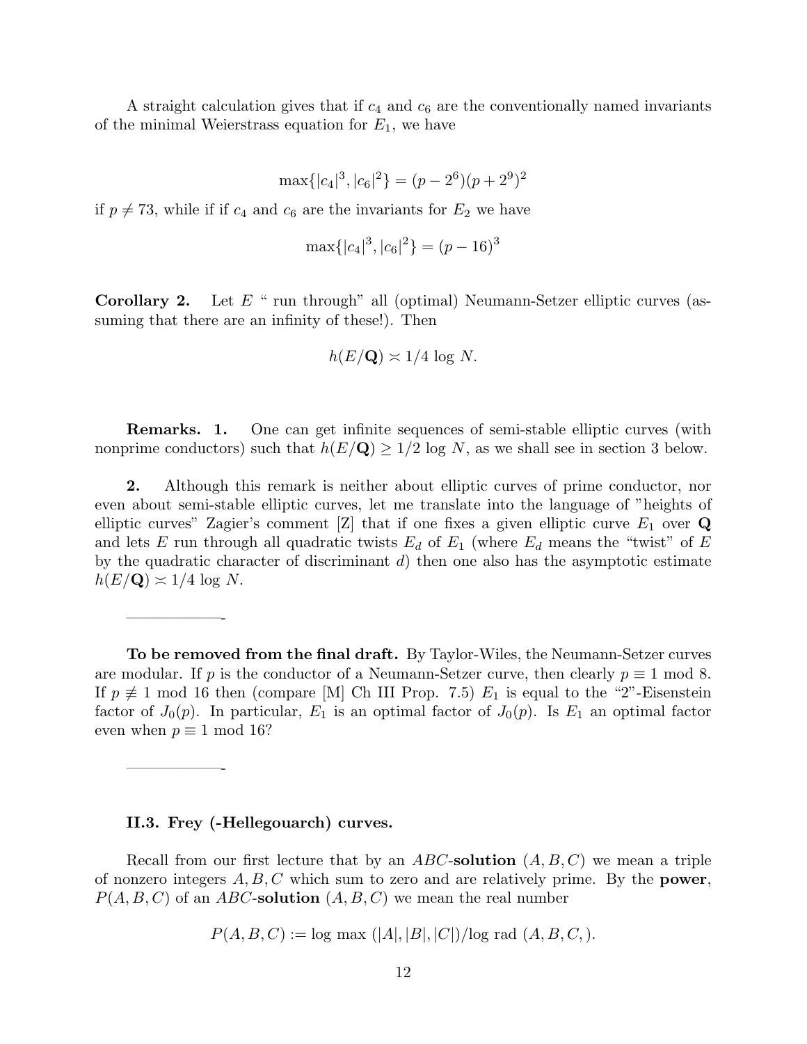A straight calculation gives that if $c_4$ and $c_6$ are the conventionally named invariants of the minimal Weierstrass equation for $E_1$, we have

$$\max\{|c_4|^3, |c_6|^2\} = (p - 2^6)(p + 2^9)^2$$

if $p \neq 73$, while if if $c_4$ and $c_6$ are the invariants for $E_2$ we have

$$\max\{|c_4|^3, |c_6|^2\} = (p - 16)^3$$

**Corollary 2.** Let $E$ " run through" all (optimal) Neumann-Setzer elliptic curves (assuming that there are an infinity of these!). Then

$$h(E/\mathbf{Q}) \asymp 1/4 \log N.$$

**Remarks. 1.** One can get infinite sequences of semi-stable elliptic curves (with nonprime conductors) such that $h(E/\mathbf{Q}) \geq 1/2 \log N$, as we shall see in section 3 below.

**2.** Although this remark is neither about elliptic curves of prime conductor, nor even about semi-stable elliptic curves, let me translate into the language of "heights of elliptic curves" Zagier's comment [Z] that if one fixes a given elliptic curve $E_1$ over $\mathbf{Q}$ and lets $E$ run through all quadratic twists $E_d$ of $E_1$ (where $E_d$ means the "twist" of $E$ by the quadratic character of discriminant $d$) then one also has the asymptotic estimate $h(E/\mathbf{Q}) \asymp 1/4 \log N$.

——————-

**To be removed from the final draft.** By Taylor-Wiles, the Neumann-Setzer curves are modular. If $p$ is the conductor of a Neumann-Setzer curve, then clearly $p \equiv 1 \bmod 8$. If $p \not\equiv 1 \bmod 16$ then (compare [M] Ch III Prop. 7.5) $E_1$ is equal to the "2"-Eisenstein factor of $J_0(p)$. In particular, $E_1$ is an optimal factor of $J_0(p)$. Is $E_1$ an optimal factor even when $p \equiv 1 \bmod 16$?

——————-

### II.3. Frey (-Hellegouarch) curves.

Recall from our first lecture that by an $ABC$-**solution** $(A, B, C)$ we mean a triple of nonzero integers $A, B, C$ which sum to zero and are relatively prime. By the **power**, $P(A, B, C)$ of an $ABC$-**solution** $(A, B, C)$ we mean the real number

$$P(A, B, C) := \log \max (|A|, |B|, |C|)/\log \text{rad } (A, B, C, ).$$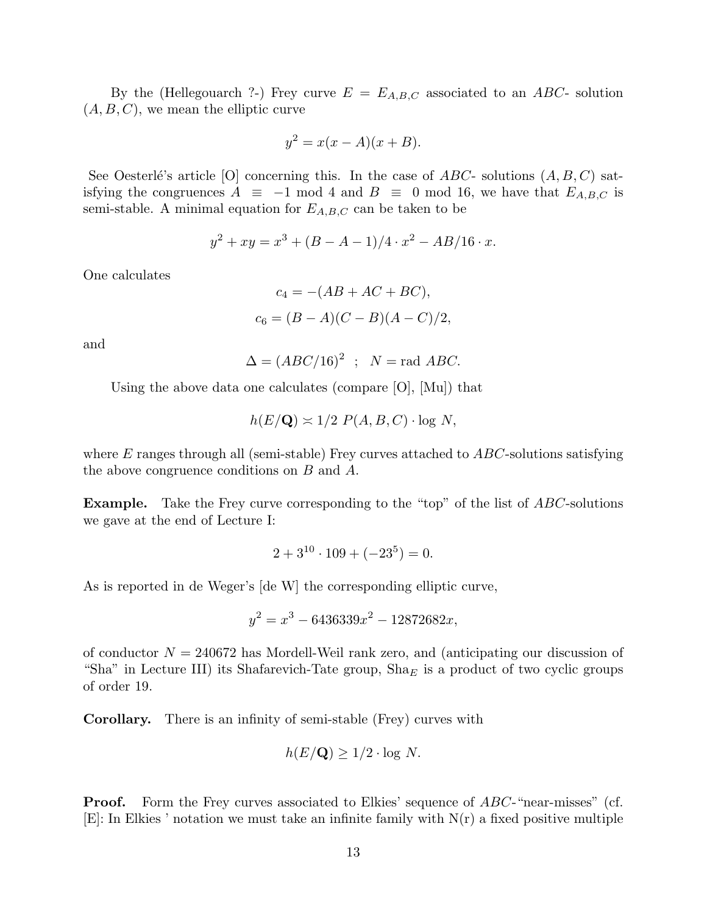By the (Hellegouarch ?-) Frey curve $E = E_{A,B,C}$ associated to an $ABC$- solution $(A, B, C)$, we mean the elliptic curve

$$y^2 = x(x - A)(x + B).$$

See Oesterlé's article [O] concerning this. In the case of $ABC$- solutions $(A, B, C)$ satisfying the congruences $A \equiv -1 \bmod 4$ and $B \equiv 0 \bmod 16$, we have that $E_{A,B,C}$ is semi-stable. A minimal equation for $E_{A,B,C}$ can be taken to be

$$y^2 + xy = x^3 + (B - A - 1)/4 \cdot x^2 - AB/16 \cdot x.$$

One calculates

$$c_4 = -(AB + AC + BC),$$

$$c_6 = (B - A)(C - B)(A - C)/2,$$

and

$$\Delta = (ABC/16)^2 \quad ; \quad N = \text{rad } ABC.$$

Using the above data one calculates (compare [O], [Mu]) that

$$h(E/\mathbf{Q}) \asymp 1/2 \ P(A, B, C) \cdot \log N,$$

where $E$ ranges through all (semi-stable) Frey curves attached to $ABC$-solutions satisfying the above congruence conditions on $B$ and $A$.

**Example.** Take the Frey curve corresponding to the "top" of the list of $ABC$-solutions we gave at the end of Lecture I:

$$2 + 3^{10} \cdot 109 + (-23^5) = 0.$$

As is reported in de Weger's [de W] the corresponding elliptic curve,

$$y^2 = x^3 - 6436339x^2 - 12872682x,$$

of conductor $N = 240672$ has Mordell-Weil rank zero, and (anticipating our discussion of "Sha" in Lecture III) its Shafarevich-Tate group, $\text{Sha}_E$ is a product of two cyclic groups of order 19.

**Corollary.** There is an infinity of semi-stable (Frey) curves with

$$h(E/\mathbf{Q}) \geq 1/2 \cdot \log N.$$

**Proof.** Form the Frey curves associated to Elkies' sequence of $ABC$-"near-misses" (cf. [E]: In Elkies ' notation we must take an infinite family with N(r) a fixed positive multiple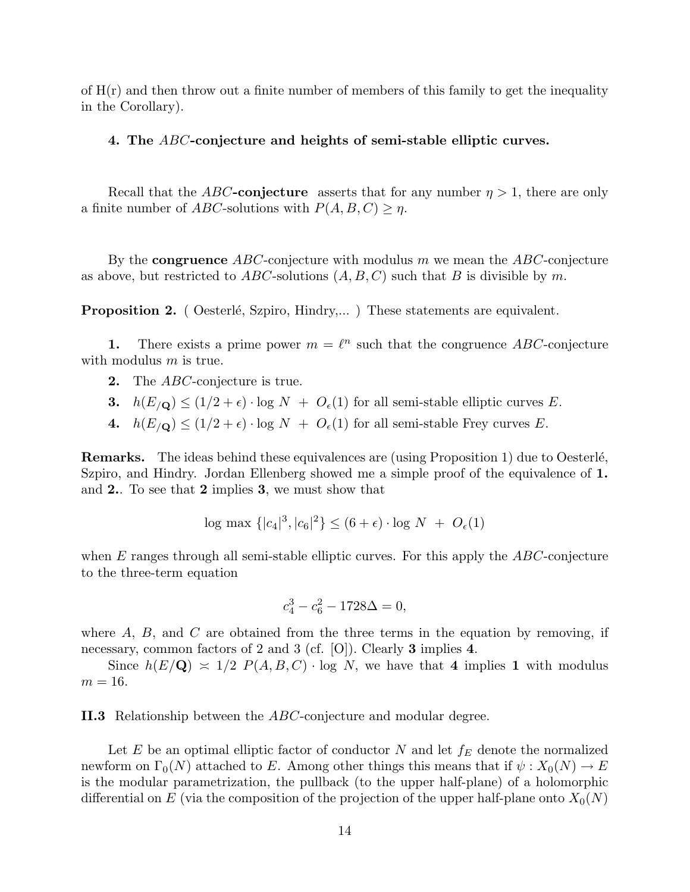of H(r) and then throw out a finite number of members of this family to get the inequality in the Corollary).

### 4. The $ABC$-conjecture and heights of semi-stable elliptic curves.

Recall that the **$ABC$-conjecture** asserts that for any number $\eta > 1$, there are only a finite number of $ABC$-solutions with $P(A, B, C) \geq \eta$.

By the **congruence** $ABC$-conjecture with modulus $m$ we mean the $ABC$-conjecture as above, but restricted to $ABC$-solutions $(A, B, C)$ such that $B$ is divisible by $m$.

**Proposition 2.** ( Oesterlé, Szpiro, Hindry,... ) These statements are equivalent.

**1.** There exists a prime power $m = \ell^n$ such that the congruence $ABC$-conjecture with modulus $m$ is true.

**2.** The $ABC$-conjecture is true.

**3.** $h(E_{/\mathbf{Q}}) \leq (1/2 + \epsilon) \cdot \log N \; + \; O_\epsilon(1)$ for all semi-stable elliptic curves $E$.

**4.** $h(E_{/\mathbf{Q}}) \leq (1/2 + \epsilon) \cdot \log N \; + \; O_\epsilon(1)$ for all semi-stable Frey curves $E$.

**Remarks.** The ideas behind these equivalences are (using Proposition 1) due to Oesterlé, Szpiro, and Hindry. Jordan Ellenberg showed me a simple proof of the equivalence of **1.** and **2.**. To see that **2** implies **3**, we must show that

$$\log \max \{|c_4|^3, |c_6|^2\} \leq (6 + \epsilon) \cdot \log N \; + \; O_\epsilon(1)$$

when $E$ ranges through all semi-stable elliptic curves. For this apply the $ABC$-conjecture to the three-term equation

$$c_4^3 - c_6^2 - 1728\Delta = 0,$$

where $A$, $B$, and $C$ are obtained from the three terms in the equation by removing, if necessary, common factors of 2 and 3 (cf. [O]). Clearly **3** implies **4**.

Since $h(E/\mathbf{Q}) \asymp 1/2 \; P(A, B, C) \cdot \log \; N$, we have that **4** implies **1** with modulus $m = 16$.

**II.3** Relationship between the $ABC$-conjecture and modular degree.

Let $E$ be an optimal elliptic factor of conductor $N$ and let $f_E$ denote the normalized newform on $\Gamma_0(N)$ attached to $E$. Among other things this means that if $\psi : X_0(N) \to E$ is the modular parametrization, the pullback (to the upper half-plane) of a holomorphic differential on $E$ (via the composition of the projection of the upper half-plane onto $X_0(N)$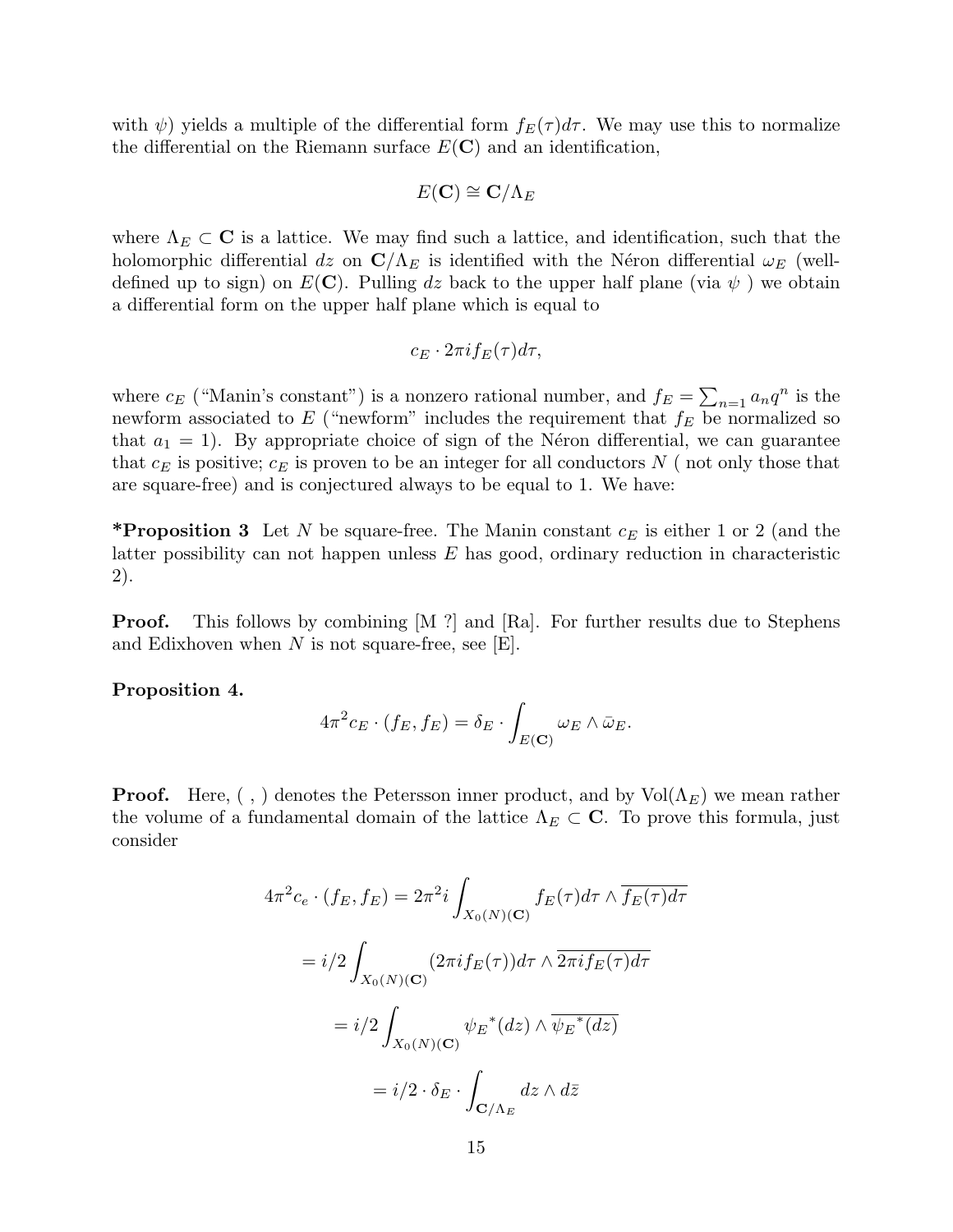with $\psi$) yields a multiple of the differential form $f_E(\tau)d\tau$. We may use this to normalize the differential on the Riemann surface $E(\mathbf{C})$ and an identification,

$$E(\mathbf{C}) \cong \mathbf{C}/\Lambda_E$$

where $\Lambda_E \subset \mathbf{C}$ is a lattice. We may find such a lattice, and identification, such that the holomorphic differential $dz$ on $\mathbf{C}/\Lambda_E$ is identified with the Néron differential $\omega_E$ (well-defined up to sign) on $E(\mathbf{C})$. Pulling $dz$ back to the upper half plane (via $\psi$ ) we obtain a differential form on the upper half plane which is equal to

$$c_E \cdot 2\pi i f_E(\tau) d\tau,$$

where $c_E$ ("Manin's constant") is a nonzero rational number, and $f_E = \sum_{n=1} a_n q^n$ is the newform associated to $E$ ("newform" includes the requirement that $f_E$ be normalized so that $a_1 = 1$). By appropriate choice of sign of the Néron differential, we can guarantee that $c_E$ is positive; $c_E$ is proven to be an integer for all conductors $N$ ( not only those that are square-free) and is conjectured always to be equal to 1. We have:

***Proposition 3** Let $N$ be square-free. The Manin constant $c_E$ is either 1 or 2 (and the latter possibility can not happen unless $E$ has good, ordinary reduction in characteristic 2).

**Proof.** This follows by combining [M ?] and [Ra]. For further results due to Stephens and Edixhoven when $N$ is not square-free, see [E].

**Proposition 4.**

$$4\pi^2 c_E \cdot (f_E, f_E) = \delta_E \cdot \int_{E(\mathbf{C})} \omega_E \wedge \bar{\omega}_E.$$

**Proof.** Here, ( , ) denotes the Petersson inner product, and by $\mathrm{Vol}(\Lambda_E)$ we mean rather the volume of a fundamental domain of the lattice $\Lambda_E \subset \mathbf{C}$. To prove this formula, just consider

$$4\pi^2 c_e \cdot (f_E, f_E) = 2\pi^2 i \int_{X_0(N)(\mathbf{C})} f_E(\tau) d\tau \wedge \overline{f_E(\tau) d\tau}$$

$$= i/2 \int_{X_0(N)(\mathbf{C})} (2\pi i f_E(\tau)) d\tau \wedge \overline{2\pi i f_E(\tau) d\tau}$$

$$= i/2 \int_{X_0(N)(\mathbf{C})} {\psi_E}^*(dz) \wedge \overline{{\psi_E}^*(dz)}$$

$$= i/2 \cdot \delta_E \cdot \int_{\mathbf{C}/\Lambda_E} dz \wedge d\bar{z}$$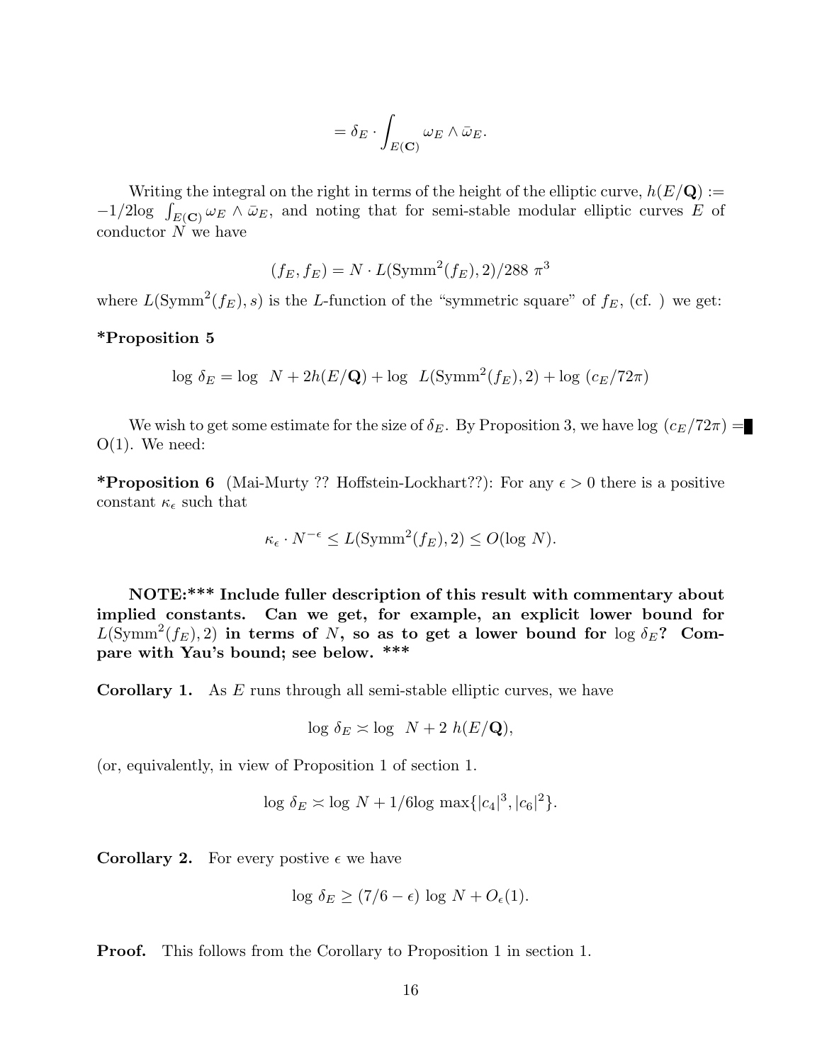$$= \delta_E \cdot \int_{E(\mathbf{C})} \omega_E \wedge \bar{\omega}_E.$$

Writing the integral on the right in terms of the height of the elliptic curve, $h(E/\mathbf{Q}) := -1/2\log \int_{E(\mathbf{C})} \omega_E \wedge \bar{\omega}_E$, and noting that for semi-stable modular elliptic curves $E$ of conductor $N$ we have

$$(f_E, f_E) = N \cdot L(\mathrm{Symm}^2(f_E), 2)/288\ \pi^3$$

where $L(\mathrm{Symm}^2(f_E), s)$ is the $L$-function of the "symmetric square" of $f_E$, (cf. ) we get:

**\*Proposition 5**

$$\log\ \delta_E = \log\ \ N + 2h(E/\mathbf{Q}) + \log\ \ L(\mathrm{Symm}^2(f_E), 2) + \log\ (c_E/72\pi)$$

We wish to get some estimate for the size of $\delta_E$. By Proposition 3, we have $\log\ (c_E/72\pi) =$ O(1). We need:

**\*Proposition 6** (Mai-Murty ?? Hoffstein-Lockhart??): For any $\epsilon > 0$ there is a positive constant $\kappa_\epsilon$ such that

$$\kappa_\epsilon \cdot N^{-\epsilon} \leq L(\mathrm{Symm}^2(f_E), 2) \leq O(\log\ N).$$

**NOTE:\*\*\* Include fuller description of this result with commentary about implied constants. Can we get, for example, an explicit lower bound for $L(\mathrm{Symm}^2(f_E), 2)$ in terms of $N$, so as to get a lower bound for $\log\ \delta_E$? Compare with Yau's bound; see below. \*\*\***

**Corollary 1.** As $E$ runs through all semi-stable elliptic curves, we have

$$\log\ \delta_E \asymp \log\ \ N + 2\ h(E/\mathbf{Q}),$$

(or, equivalently, in view of Proposition 1 of section 1.

$$\log\ \delta_E \asymp \log\ N + 1/6 \log\ \max\{|c_4|^3, |c_6|^2\}.$$

**Corollary 2.** For every postive $\epsilon$ we have

$$\log\ \delta_E \geq (7/6 - \epsilon)\ \log\ N + O_\epsilon(1).$$

**Proof.** This follows from the Corollary to Proposition 1 in section 1.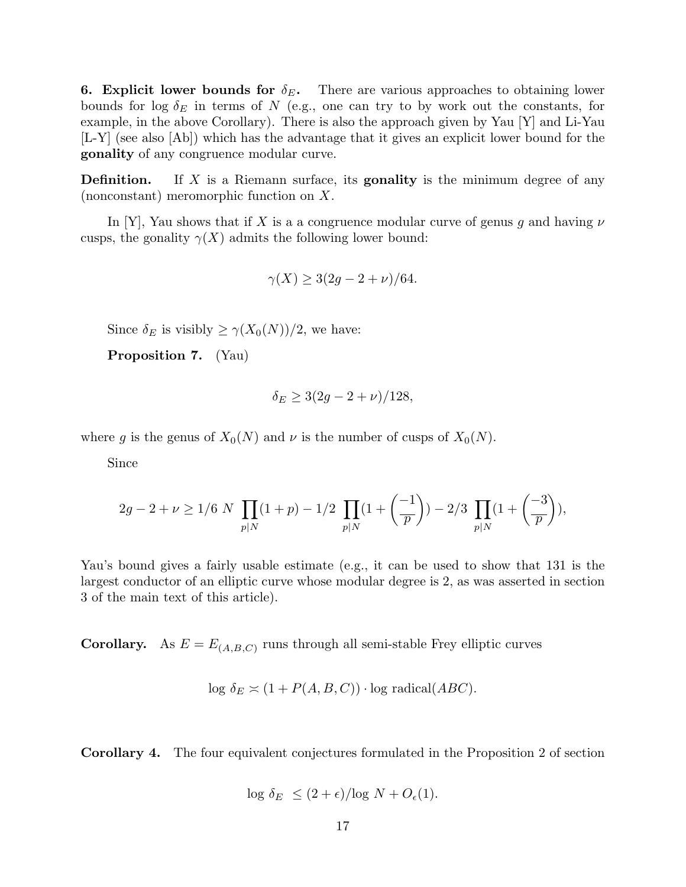**6. Explicit lower bounds for $\delta_E$.** There are various approaches to obtaining lower bounds for $\log \delta_E$ in terms of $N$ (e.g., one can try to by work out the constants, for example, in the above Corollary). There is also the approach given by Yau [Y] and Li-Yau [L-Y] (see also [Ab]) which has the advantage that it gives an explicit lower bound for the **gonality** of any congruence modular curve.

**Definition.** If $X$ is a Riemann surface, its **gonality** is the minimum degree of any (nonconstant) meromorphic function on $X$.

In [Y], Yau shows that if $X$ is a a congruence modular curve of genus $g$ and having $\nu$ cusps, the gonality $\gamma(X)$ admits the following lower bound:

$$\gamma(X) \geq 3(2g - 2 + \nu)/64.$$

Since $\delta_E$ is visibly $\geq \gamma(X_0(N))/2$, we have:

**Proposition 7.** (Yau)

$$\delta_E \geq 3(2g - 2 + \nu)/128,$$

where $g$ is the genus of $X_0(N)$ and $\nu$ is the number of cusps of $X_0(N)$.

Since

$$2g - 2 + \nu \geq 1/6 \; N \prod_{p|N}(1+p) - 1/2 \prod_{p|N}(1 + \left(\frac{-1}{p}\right)) - 2/3 \prod_{p|N}(1 + \left(\frac{-3}{p}\right)),$$

Yau's bound gives a fairly usable estimate (e.g., it can be used to show that 131 is the largest conductor of an elliptic curve whose modular degree is 2, as was asserted in section 3 of the main text of this article).

**Corollary.** As $E = E_{(A,B,C)}$ runs through all semi-stable Frey elliptic curves

$$\log \delta_E \asymp (1 + P(A, B, C)) \cdot \log \text{radical}(ABC).$$

**Corollary 4.** The four equivalent conjectures formulated in the Proposition 2 of section

$$\log \delta_E \; \leq (2 + \epsilon)/\log N + O_\epsilon(1).$$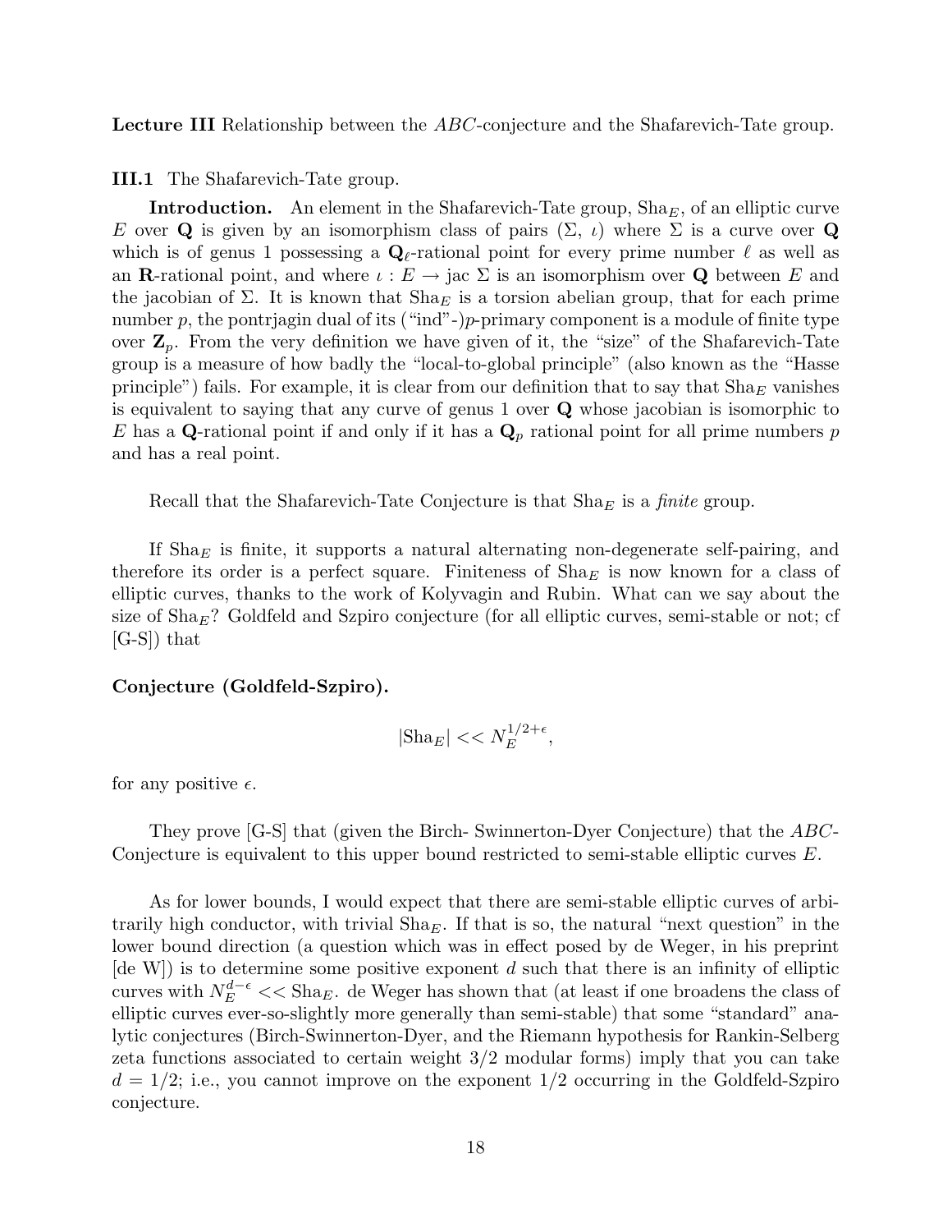**Lecture III** Relationship between the $ABC$-conjecture and the Shafarevich-Tate group.

**III.1** The Shafarevich-Tate group.

**Introduction.** An element in the Shafarevich-Tate group, $\mathrm{Sha}_E$, of an elliptic curve $E$ over $\mathbf{Q}$ is given by an isomorphism class of pairs $(\Sigma,\ \iota)$ where $\Sigma$ is a curve over $\mathbf{Q}$ which is of genus 1 possessing a $\mathbf{Q}_\ell$-rational point for every prime number $\ell$ as well as an $\mathbf{R}$-rational point, and where $\iota : E \to \mathrm{jac}\ \Sigma$ is an isomorphism over $\mathbf{Q}$ between $E$ and the jacobian of $\Sigma$. It is known that $\mathrm{Sha}_E$ is a torsion abelian group, that for each prime number $p$, the pontrjagin dual of its ("ind"-)$p$-primary component is a module of finite type over $\mathbf{Z}_p$. From the very definition we have given of it, the "size" of the Shafarevich-Tate group is a measure of how badly the "local-to-global principle" (also known as the "Hasse principle") fails. For example, it is clear from our definition that to say that $\mathrm{Sha}_E$ vanishes is equivalent to saying that any curve of genus 1 over $\mathbf{Q}$ whose jacobian is isomorphic to $E$ has a $\mathbf{Q}$-rational point if and only if it has a $\mathbf{Q}_p$ rational point for all prime numbers $p$ and has a real point.

Recall that the Shafarevich-Tate Conjecture is that $\mathrm{Sha}_E$ is a *finite* group.

If $\mathrm{Sha}_E$ is finite, it supports a natural alternating non-degenerate self-pairing, and therefore its order is a perfect square. Finiteness of $\mathrm{Sha}_E$ is now known for a class of elliptic curves, thanks to the work of Kolyvagin and Rubin. What can we say about the size of $\mathrm{Sha}_E$? Goldfeld and Szpiro conjecture (for all elliptic curves, semi-stable or not; cf [G-S]) that

**Conjecture (Goldfeld-Szpiro).**

$$|\mathrm{Sha}_E| << N_E^{1/2+\epsilon},$$

for any positive $\epsilon$.

They prove [G-S] that (given the Birch- Swinnerton-Dyer Conjecture) that the $ABC$-Conjecture is equivalent to this upper bound restricted to semi-stable elliptic curves $E$.

As for lower bounds, I would expect that there are semi-stable elliptic curves of arbitrarily high conductor, with trivial $\mathrm{Sha}_E$. If that is so, the natural "next question" in the lower bound direction (a question which was in effect posed by de Weger, in his preprint [de W]) is to determine some positive exponent $d$ such that there is an infinity of elliptic curves with $N_E^{d-\epsilon} << \mathrm{Sha}_E$. de Weger has shown that (at least if one broadens the class of elliptic curves ever-so-slightly more generally than semi-stable) that some "standard" analytic conjectures (Birch-Swinnerton-Dyer, and the Riemann hypothesis for Rankin-Selberg zeta functions associated to certain weight 3/2 modular forms) imply that you can take $d = 1/2$; i.e., you cannot improve on the exponent 1/2 occurring in the Goldfeld-Szpiro conjecture.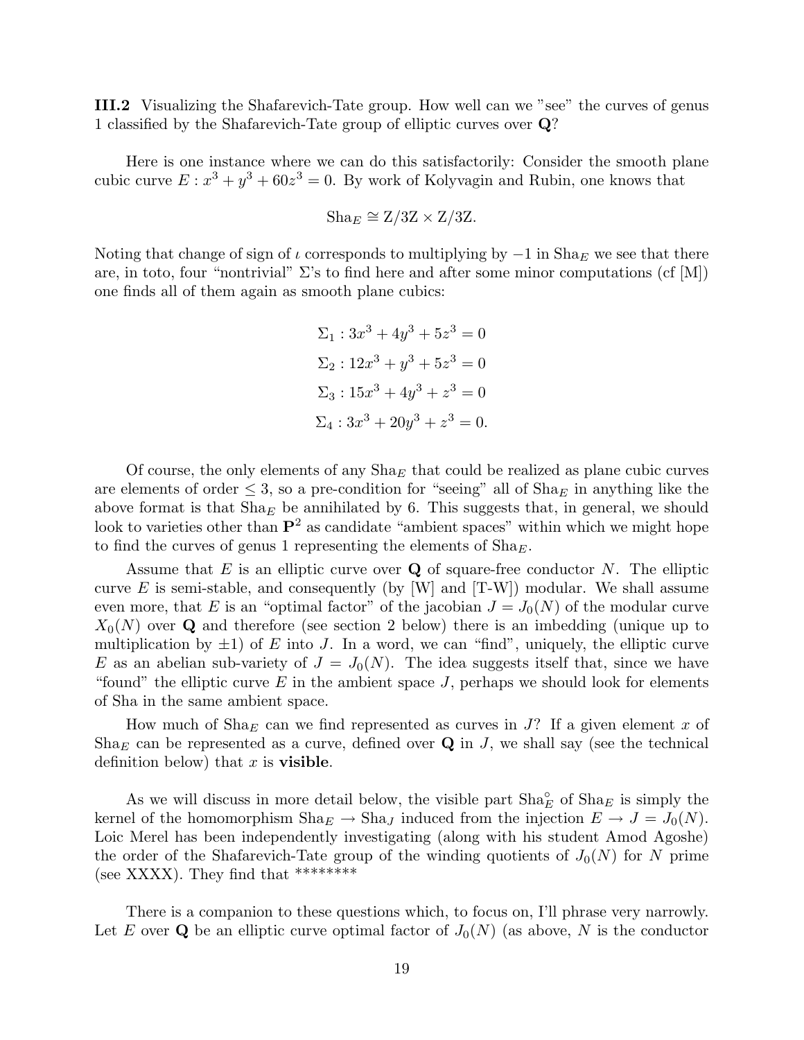**III.2** Visualizing the Shafarevich-Tate group. How well can we "see" the curves of genus 1 classified by the Shafarevich-Tate group of elliptic curves over **Q**?

Here is one instance where we can do this satisfactorily: Consider the smooth plane cubic curve $E : x^3 + y^3 + 60z^3 = 0$. By work of Kolyvagin and Rubin, one knows that

$$\text{Sha}_E \cong \text{Z}/3\text{Z} \times \text{Z}/3\text{Z}.$$

Noting that change of sign of $\iota$ corresponds to multiplying by $-1$ in $\text{Sha}_E$ we see that there are, in toto, four "nontrivial" $\Sigma$'s to find here and after some minor computations (cf [M]) one finds all of them again as smooth plane cubics:

$$\Sigma_1 : 3x^3 + 4y^3 + 5z^3 = 0$$

$$\Sigma_2 : 12x^3 + y^3 + 5z^3 = 0$$

$$\Sigma_3 : 15x^3 + 4y^3 + z^3 = 0$$

$$\Sigma_4 : 3x^3 + 20y^3 + z^3 = 0.$$

Of course, the only elements of any $\text{Sha}_E$ that could be realized as plane cubic curves are elements of order $\leq 3$, so a pre-condition for "seeing" all of $\text{Sha}_E$ in anything like the above format is that $\text{Sha}_E$ be annihilated by 6. This suggests that, in general, we should look to varieties other than $\mathbf{P}^2$ as candidate "ambient spaces" within which we might hope to find the curves of genus 1 representing the elements of $\text{Sha}_E$.

Assume that $E$ is an elliptic curve over **Q** of square-free conductor $N$. The elliptic curve $E$ is semi-stable, and consequently (by [W] and [T-W]) modular. We shall assume even more, that $E$ is an "optimal factor" of the jacobian $J = J_0(N)$ of the modular curve $X_0(N)$ over **Q** and therefore (see section 2 below) there is an imbedding (unique up to multiplication by $\pm 1$) of $E$ into $J$. In a word, we can "find", uniquely, the elliptic curve $E$ as an abelian sub-variety of $J = J_0(N)$. The idea suggests itself that, since we have "found" the elliptic curve $E$ in the ambient space $J$, perhaps we should look for elements of Sha in the same ambient space.

How much of $\text{Sha}_E$ can we find represented as curves in $J$? If a given element $x$ of $\text{Sha}_E$ can be represented as a curve, defined over **Q** in $J$, we shall say (see the technical definition below) that $x$ is **visible**.

As we will discuss in more detail below, the visible part $\text{Sha}_E^\circ$ of $\text{Sha}_E$ is simply the kernel of the homomorphism $\text{Sha}_E \to \text{Sha}_J$ induced from the injection $E \to J = J_0(N)$. Loic Merel has been independently investigating (along with his student Amod Agoshe) the order of the Shafarevich-Tate group of the winding quotients of $J_0(N)$ for $N$ prime (see XXXX). They find that ********

There is a companion to these questions which, to focus on, I'll phrase very narrowly. Let $E$ over **Q** be an elliptic curve optimal factor of $J_0(N)$ (as above, $N$ is the conductor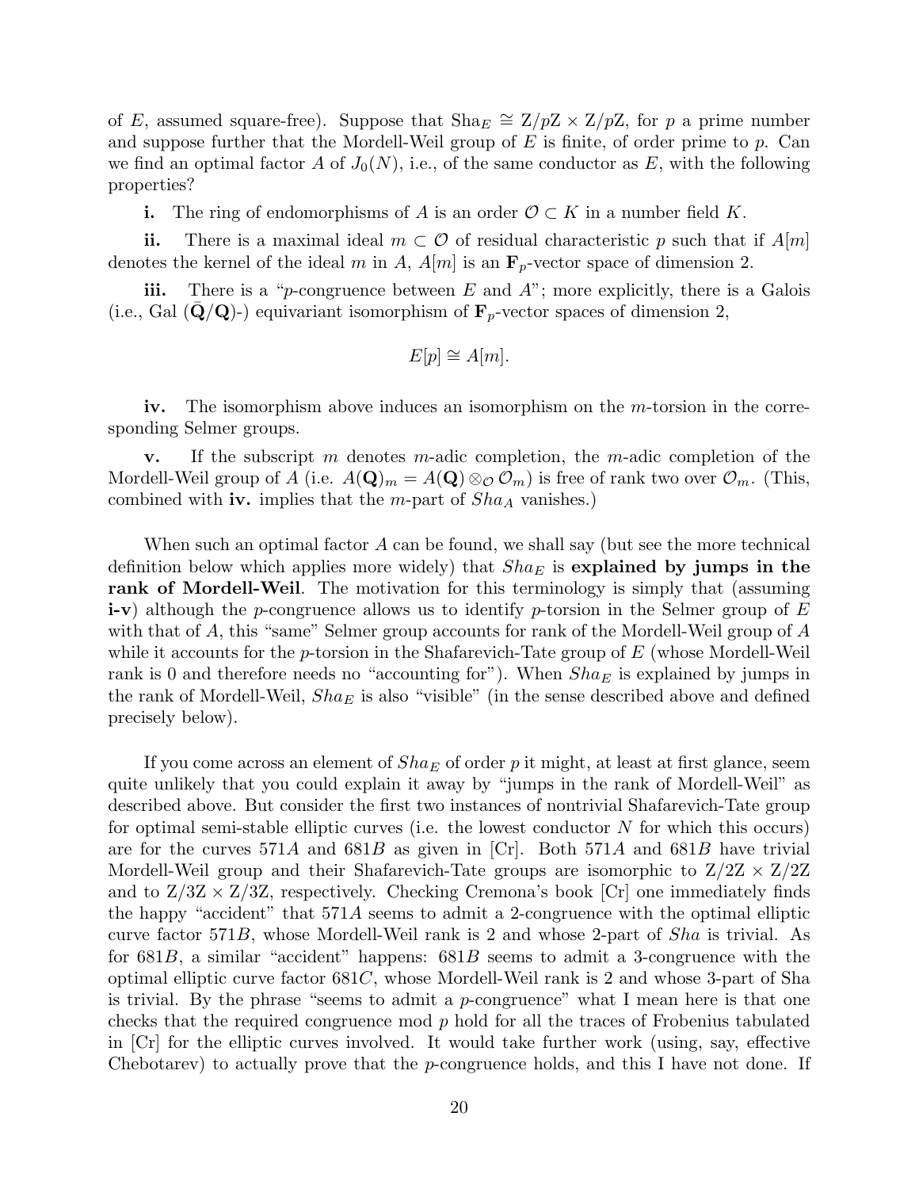of $E$, assumed square-free). Suppose that $\mathrm{Sha}_E \cong \mathrm{Z}/p\mathrm{Z} \times \mathrm{Z}/p\mathrm{Z}$, for $p$ a prime number and suppose further that the Mordell-Weil group of $E$ is finite, of order prime to $p$. Can we find an optimal factor $A$ of $J_0(N)$, i.e., of the same conductor as $E$, with the following properties?

**i.** The ring of endomorphisms of $A$ is an order $\mathcal{O} \subset K$ in a number field $K$.

**ii.** There is a maximal ideal $m \subset \mathcal{O}$ of residual characteristic $p$ such that if $A[m]$ denotes the kernel of the ideal $m$ in $A$, $A[m]$ is an $\mathbf{F}_p$-vector space of dimension 2.

**iii.** There is a "$p$-congruence between $E$ and $A$"; more explicitly, there is a Galois (i.e., Gal $(\bar{\mathbf{Q}}/\mathbf{Q})$-) equivariant isomorphism of $\mathbf{F}_p$-vector spaces of dimension 2,

$$E[p] \cong A[m].$$

**iv.** The isomorphism above induces an isomorphism on the $m$-torsion in the corresponding Selmer groups.

**v.** If the subscript $m$ denotes $m$-adic completion, the $m$-adic completion of the Mordell-Weil group of $A$ (i.e. $A(\mathbf{Q})_m = A(\mathbf{Q}) \otimes_{\mathcal{O}} \mathcal{O}_m$) is free of rank two over $\mathcal{O}_m$. (This, combined with **iv.** implies that the $m$-part of $Sha_A$ vanishes.)

When such an optimal factor $A$ can be found, we shall say (but see the more technical definition below which applies more widely) that $Sha_E$ is **explained by jumps in the rank of Mordell-Weil**. The motivation for this terminology is simply that (assuming **i-v**) although the $p$-congruence allows us to identify $p$-torsion in the Selmer group of $E$ with that of $A$, this "same" Selmer group accounts for rank of the Mordell-Weil group of $A$ while it accounts for the $p$-torsion in the Shafarevich-Tate group of $E$ (whose Mordell-Weil rank is 0 and therefore needs no "accounting for"). When $Sha_E$ is explained by jumps in the rank of Mordell-Weil, $Sha_E$ is also "visible" (in the sense described above and defined precisely below).

If you come across an element of $Sha_E$ of order $p$ it might, at least at first glance, seem quite unlikely that you could explain it away by "jumps in the rank of Mordell-Weil" as described above. But consider the first two instances of nontrivial Shafarevich-Tate group for optimal semi-stable elliptic curves (i.e. the lowest conductor $N$ for which this occurs) are for the curves $571A$ and $681B$ as given in [Cr]. Both $571A$ and $681B$ have trivial Mordell-Weil group and their Shafarevich-Tate groups are isomorphic to $\mathrm{Z}/2\mathrm{Z} \times \mathrm{Z}/2\mathrm{Z}$ and to $\mathrm{Z}/3\mathrm{Z} \times \mathrm{Z}/3\mathrm{Z}$, respectively. Checking Cremona's book [Cr] one immediately finds the happy "accident" that $571A$ seems to admit a 2-congruence with the optimal elliptic curve factor $571B$, whose Mordell-Weil rank is 2 and whose 2-part of $Sha$ is trivial. As for $681B$, a similar "accident" happens: $681B$ seems to admit a 3-congruence with the optimal elliptic curve factor $681C$, whose Mordell-Weil rank is 2 and whose 3-part of Sha is trivial. By the phrase "seems to admit a $p$-congruence" what I mean here is that one checks that the required congruence mod $p$ hold for all the traces of Frobenius tabulated in [Cr] for the elliptic curves involved. It would take further work (using, say, effective Chebotarev) to actually prove that the $p$-congruence holds, and this I have not done. If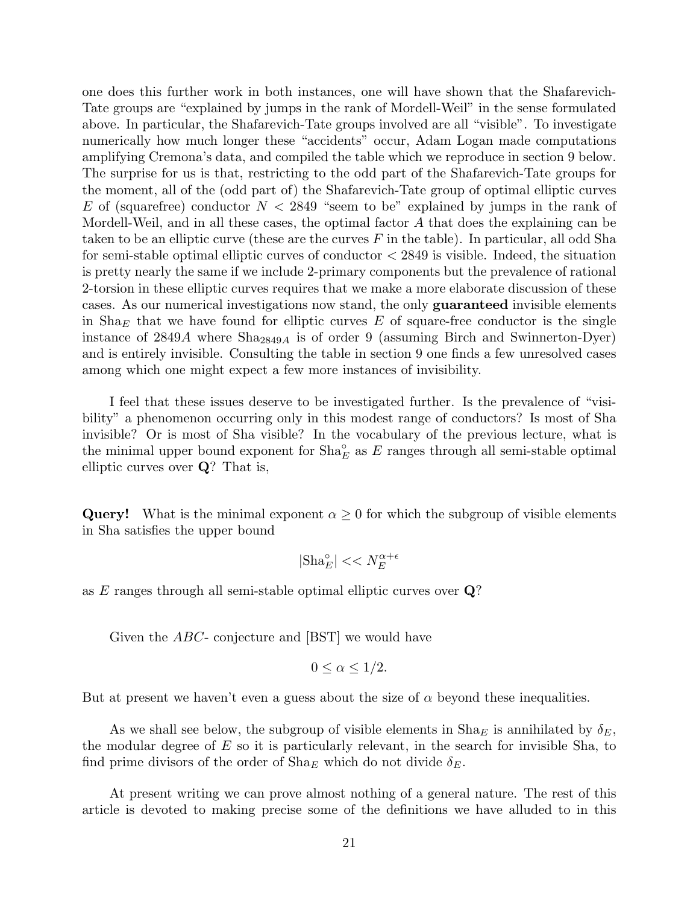one does this further work in both instances, one will have shown that the Shafarevich-Tate groups are "explained by jumps in the rank of Mordell-Weil" in the sense formulated above. In particular, the Shafarevich-Tate groups involved are all "visible". To investigate numerically how much longer these "accidents" occur, Adam Logan made computations amplifying Cremona's data, and compiled the table which we reproduce in section 9 below. The surprise for us is that, restricting to the odd part of the Shafarevich-Tate groups for the moment, all of the (odd part of) the Shafarevich-Tate group of optimal elliptic curves $E$ of (squarefree) conductor $N < 2849$ "seem to be" explained by jumps in the rank of Mordell-Weil, and in all these cases, the optimal factor $A$ that does the explaining can be taken to be an elliptic curve (these are the curves $F$ in the table). In particular, all odd Sha for semi-stable optimal elliptic curves of conductor $< 2849$ is visible. Indeed, the situation is pretty nearly the same if we include 2-primary components but the prevalence of rational 2-torsion in these elliptic curves requires that we make a more elaborate discussion of these cases. As our numerical investigations now stand, the only **guaranteed** invisible elements in $\mathrm{Sha}_E$ that we have found for elliptic curves $E$ of square-free conductor is the single instance of $2849A$ where $\mathrm{Sha}_{2849A}$ is of order 9 (assuming Birch and Swinnerton-Dyer) and is entirely invisible. Consulting the table in section 9 one finds a few unresolved cases among which one might expect a few more instances of invisibility.

I feel that these issues deserve to be investigated further. Is the prevalence of "visibility" a phenomenon occurring only in this modest range of conductors? Is most of Sha invisible? Or is most of Sha visible? In the vocabulary of the previous lecture, what is the minimal upper bound exponent for $\mathrm{Sha}_E^{\circ}$ as $E$ ranges through all semi-stable optimal elliptic curves over $\mathbf{Q}$? That is,

**Query!** What is the minimal exponent $\alpha \geq 0$ for which the subgroup of visible elements in Sha satisfies the upper bound

$$|\mathrm{Sha}_E^{\circ}| << N_E^{\alpha+\epsilon}$$

as $E$ ranges through all semi-stable optimal elliptic curves over $\mathbf{Q}$?

Given the $ABC$- conjecture and [BST] we would have

$$0 \leq \alpha \leq 1/2.$$

But at present we haven't even a guess about the size of $\alpha$ beyond these inequalities.

As we shall see below, the subgroup of visible elements in $\mathrm{Sha}_E$ is annihilated by $\delta_E$, the modular degree of $E$ so it is particularly relevant, in the search for invisible Sha, to find prime divisors of the order of $\mathrm{Sha}_E$ which do not divide $\delta_E$.

At present writing we can prove almost nothing of a general nature. The rest of this article is devoted to making precise some of the definitions we have alluded to in this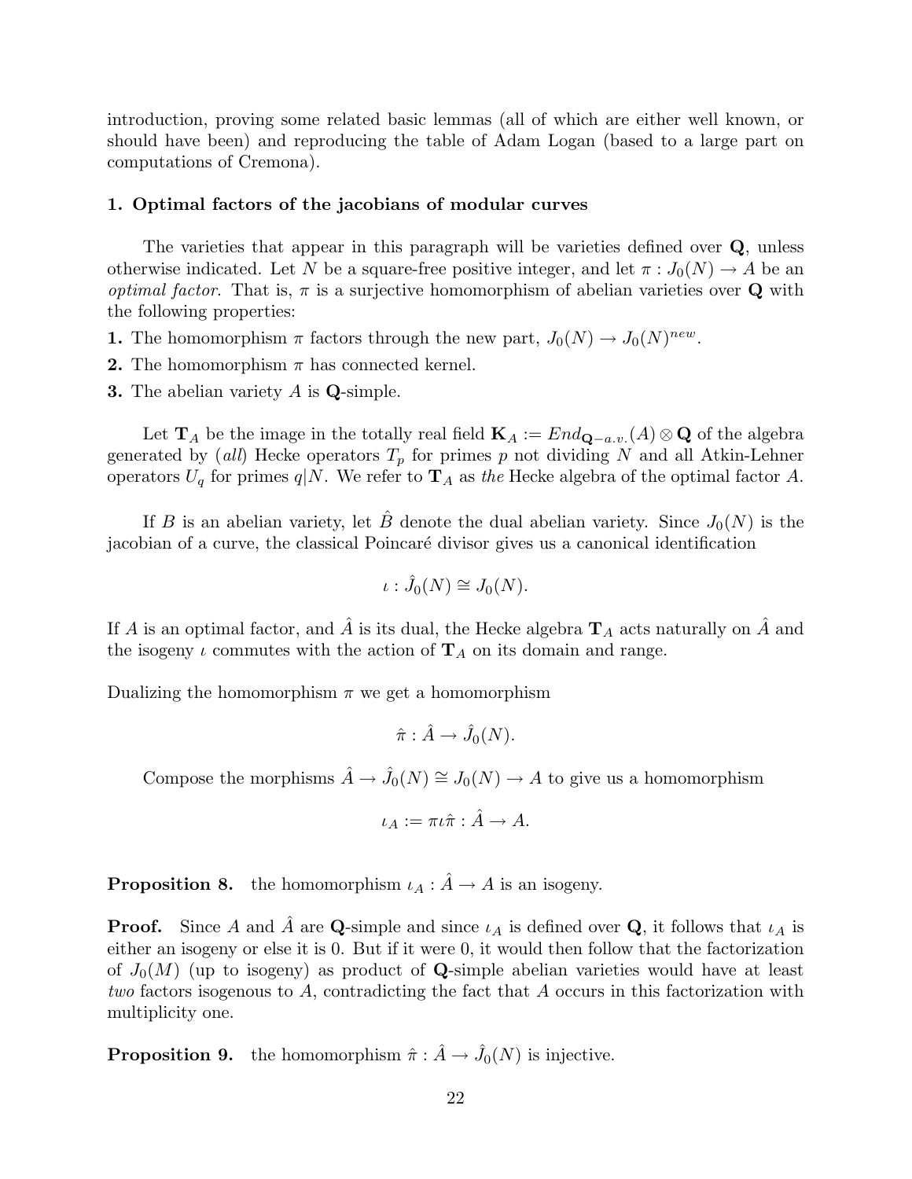introduction, proving some related basic lemmas (all of which are either well known, or should have been) and reproducing the table of Adam Logan (based to a large part on computations of Cremona).

## 1. Optimal factors of the jacobians of modular curves

The varieties that appear in this paragraph will be varieties defined over $\mathbf{Q}$, unless otherwise indicated. Let $N$ be a square-free positive integer, and let $\pi : J_0(N) \to A$ be an *optimal factor*. That is, $\pi$ is a surjective homomorphism of abelian varieties over $\mathbf{Q}$ with the following properties:

**1.** The homomorphism $\pi$ factors through the new part, $J_0(N) \to J_0(N)^{new}$.

**2.** The homomorphism $\pi$ has connected kernel.

**3.** The abelian variety $A$ is $\mathbf{Q}$-simple.

Let $\mathbf{T}_A$ be the image in the totally real field $\mathbf{K}_A := End_{\mathbf{Q}-a.v.}(A) \otimes \mathbf{Q}$ of the algebra generated by (*all*) Hecke operators $T_p$ for primes $p$ not dividing $N$ and all Atkin-Lehner operators $U_q$ for primes $q|N$. We refer to $\mathbf{T}_A$ as *the* Hecke algebra of the optimal factor $A$.

If $B$ is an abelian variety, let $\hat{B}$ denote the dual abelian variety. Since $J_0(N)$ is the jacobian of a curve, the classical Poincaré divisor gives us a canonical identification

$$\iota : \hat{J}_0(N) \cong J_0(N).$$

If $A$ is an optimal factor, and $\hat{A}$ is its dual, the Hecke algebra $\mathbf{T}_A$ acts naturally on $\hat{A}$ and the isogeny $\iota$ commutes with the action of $\mathbf{T}_A$ on its domain and range.

Dualizing the homomorphism $\pi$ we get a homomorphism

$$\hat{\pi} : \hat{A} \to \hat{J}_0(N).$$

Compose the morphisms $\hat{A} \to \hat{J}_0(N) \cong J_0(N) \to A$ to give us a homomorphism

$$\iota_A := \pi\iota\hat{\pi} : \hat{A} \to A.$$

**Proposition 8.** the homomorphism $\iota_A : \hat{A} \to A$ is an isogeny.

**Proof.** Since $A$ and $\hat{A}$ are $\mathbf{Q}$-simple and since $\iota_A$ is defined over $\mathbf{Q}$, it follows that $\iota_A$ is either an isogeny or else it is 0. But if it were 0, it would then follow that the factorization of $J_0(M)$ (up to isogeny) as product of $\mathbf{Q}$-simple abelian varieties would have at least *two* factors isogenous to $A$, contradicting the fact that $A$ occurs in this factorization with multiplicity one.

**Proposition 9.** the homomorphism $\hat{\pi} : \hat{A} \to \hat{J}_0(N)$ is injective.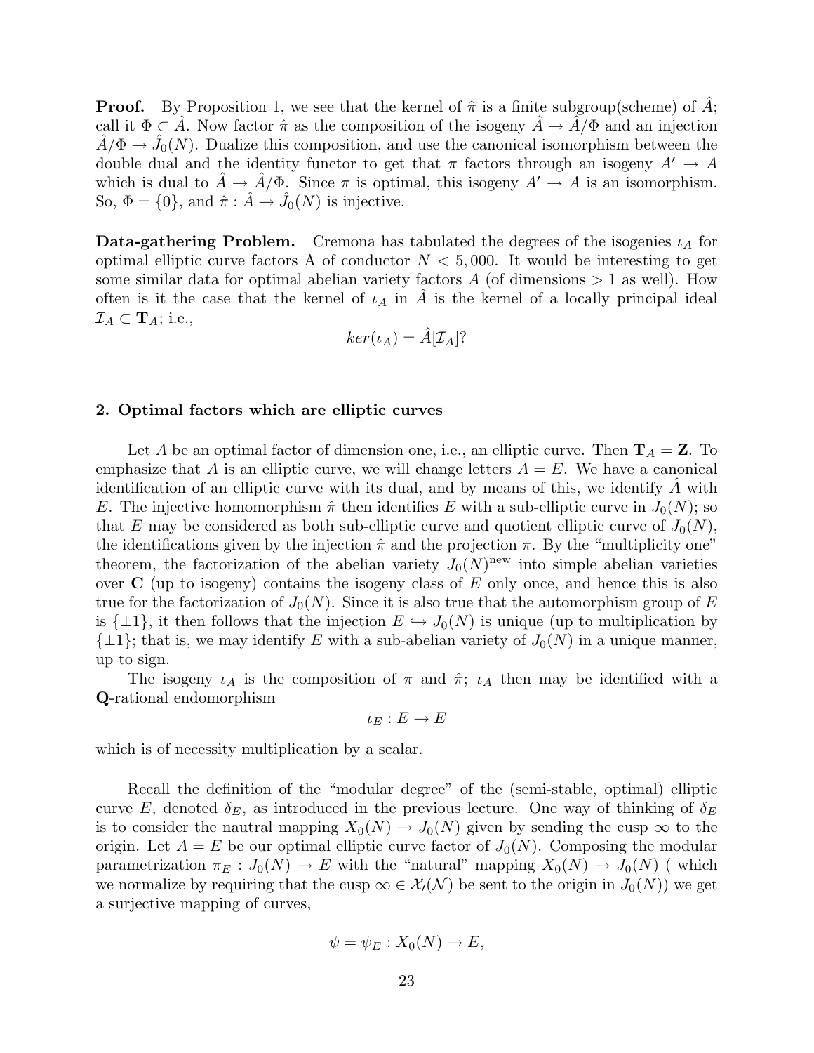**Proof.** By Proposition 1, we see that the kernel of $\hat{\pi}$ is a finite subgroup(scheme) of $\hat{A}$; call it $\Phi \subset \hat{A}$. Now factor $\hat{\pi}$ as the composition of the isogeny $\hat{A} \to \hat{A}/\Phi$ and an injection $\hat{A}/\Phi \to \hat{J}_0(N)$. Dualize this composition, and use the canonical isomorphism between the double dual and the identity functor to get that $\pi$ factors through an isogeny $A' \to A$ which is dual to $\hat{A} \to \hat{A}/\Phi$. Since $\pi$ is optimal, this isogeny $A' \to A$ is an isomorphism. So, $\Phi = \{0\}$, and $\hat{\pi} : \hat{A} \to \hat{J}_0(N)$ is injective.

**Data-gathering Problem.** Cremona has tabulated the degrees of the isogenies $\iota_A$ for optimal elliptic curve factors A of conductor $N < 5,000$. It would be interesting to get some similar data for optimal abelian variety factors $A$ (of dimensions $> 1$ as well). How often is it the case that the kernel of $\iota_A$ in $\hat{A}$ is the kernel of a locally principal ideal $\mathcal{I}_A \subset \mathbf{T}_A$; i.e.,

$$ker(\iota_A) = \hat{A}[\mathcal{I}_A]?$$

### 2. Optimal factors which are elliptic curves

Let $A$ be an optimal factor of dimension one, i.e., an elliptic curve. Then $\mathbf{T}_A = \mathbf{Z}$. To emphasize that $A$ is an elliptic curve, we will change letters $A = E$. We have a canonical identification of an elliptic curve with its dual, and by means of this, we identify $\hat{A}$ with $E$. The injective homomorphism $\hat{\pi}$ then identifies $E$ with a sub-elliptic curve in $J_0(N)$; so that $E$ may be considered as both sub-elliptic curve and quotient elliptic curve of $J_0(N)$, the identifications given by the injection $\hat{\pi}$ and the projection $\pi$. By the "multiplicity one" theorem, the factorization of the abelian variety $J_0(N)^{\text{new}}$ into simple abelian varieties over $\mathbf{C}$ (up to isogeny) contains the isogeny class of $E$ only once, and hence this is also true for the factorization of $J_0(N)$. Since it is also true that the automorphism group of $E$ is $\{\pm 1\}$, it then follows that the injection $E \hookrightarrow J_0(N)$ is unique (up to multiplication by $\{\pm 1\}$; that is, we may identify $E$ with a sub-abelian variety of $J_0(N)$ in a unique manner, up to sign.

The isogeny $\iota_A$ is the composition of $\pi$ and $\hat{\pi}$; $\iota_A$ then may be identified with a $\mathbf{Q}$-rational endomorphism

$$\iota_E : E \to E$$

which is of necessity multiplication by a scalar.

Recall the definition of the "modular degree" of the (semi-stable, optimal) elliptic curve $E$, denoted $\delta_E$, as introduced in the previous lecture. One way of thinking of $\delta_E$ is to consider the nautral mapping $X_0(N) \to J_0(N)$ given by sending the cusp $\infty$ to the origin. Let $A = E$ be our optimal elliptic curve factor of $J_0(N)$. Composing the modular parametrization $\pi_E : J_0(N) \to E$ with the "natural" mapping $X_0(N) \to J_0(N)$ ( which we normalize by requiring that the cusp $\infty \in \mathcal{X}_\prime(\mathcal{N})$ be sent to the origin in $J_0(N)$) we get a surjective mapping of curves,

$$\psi = \psi_E : X_0(N) \to E,$$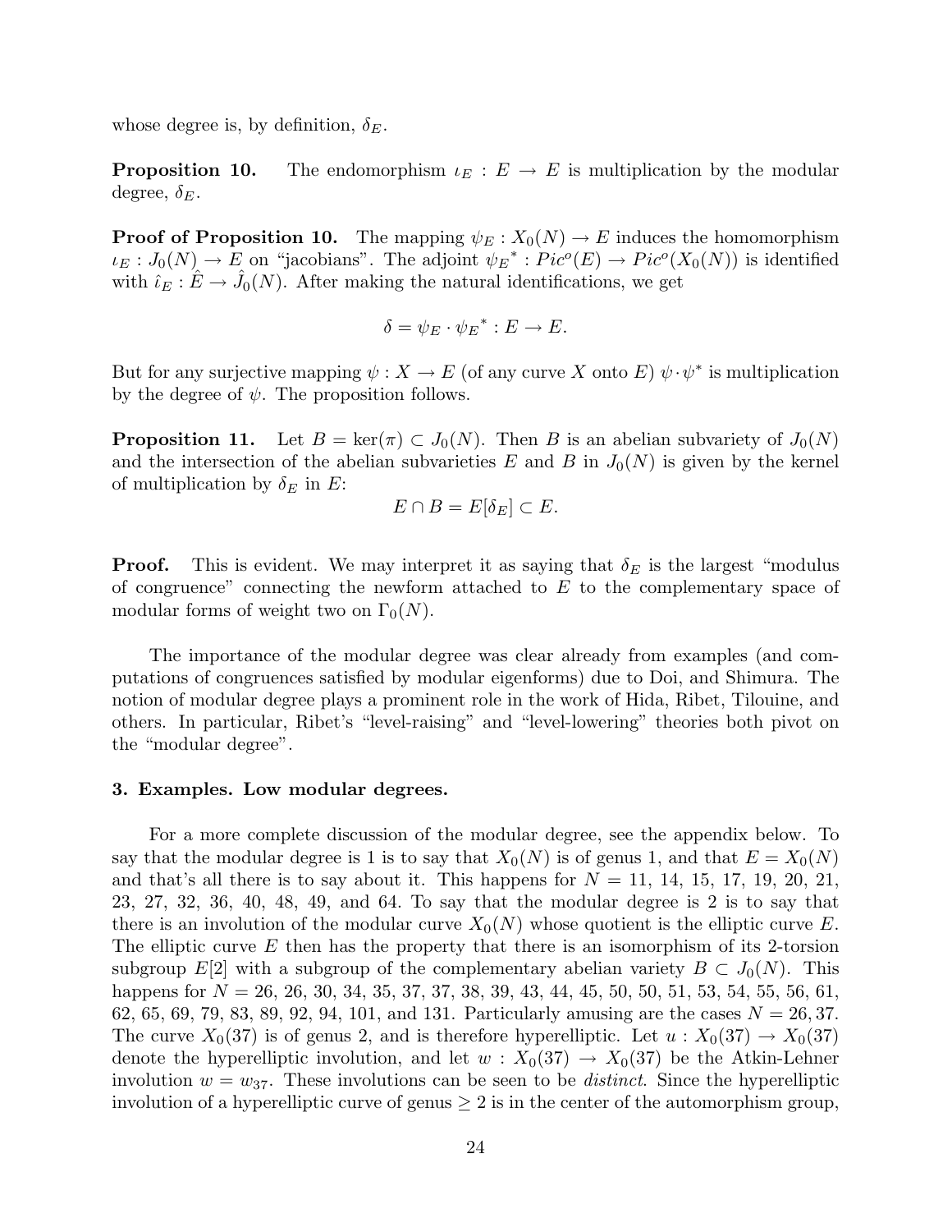whose degree is, by definition, $\delta_E$.

**Proposition 10.** The endomorphism $\iota_E : E \to E$ is multiplication by the modular degree, $\delta_E$.

**Proof of Proposition 10.** The mapping $\psi_E : X_0(N) \to E$ induces the homomorphism $\iota_E : J_0(N) \to E$ on "jacobians". The adjoint ${\psi_E}^* : Pic^o(E) \to Pic^o(X_0(N))$ is identified with $\hat{\iota}_E : \hat{E} \to \hat{J}_0(N)$. After making the natural identifications, we get

$$\delta = \psi_E \cdot {\psi_E}^* : E \to E.$$

But for any surjective mapping $\psi : X \to E$ (of any curve $X$ onto $E$) $\psi \cdot \psi^*$ is multiplication by the degree of $\psi$. The proposition follows.

**Proposition 11.** Let $B = \ker(\pi) \subset J_0(N)$. Then $B$ is an abelian subvariety of $J_0(N)$ and the intersection of the abelian subvarieties $E$ and $B$ in $J_0(N)$ is given by the kernel of multiplication by $\delta_E$ in $E$:

$$E \cap B = E[\delta_E] \subset E.$$

**Proof.** This is evident. We may interpret it as saying that $\delta_E$ is the largest "modulus of congruence" connecting the newform attached to $E$ to the complementary space of modular forms of weight two on $\Gamma_0(N)$.

The importance of the modular degree was clear already from examples (and computations of congruences satisfied by modular eigenforms) due to Doi, and Shimura. The notion of modular degree plays a prominent role in the work of Hida, Ribet, Tilouine, and others. In particular, Ribet's "level-raising" and "level-lowering" theories both pivot on the "modular degree".

### 3. Examples. Low modular degrees.

For a more complete discussion of the modular degree, see the appendix below. To say that the modular degree is 1 is to say that $X_0(N)$ is of genus 1, and that $E = X_0(N)$ and that's all there is to say about it. This happens for $N = 11$, 14, 15, 17, 19, 20, 21, 23, 27, 32, 36, 40, 48, 49, and 64. To say that the modular degree is 2 is to say that there is an involution of the modular curve $X_0(N)$ whose quotient is the elliptic curve $E$. The elliptic curve $E$ then has the property that there is an isomorphism of its 2-torsion subgroup $E[2]$ with a subgroup of the complementary abelian variety $B \subset J_0(N)$. This happens for $N = 26$, 26, 30, 34, 35, 37, 37, 38, 39, 43, 44, 45, 50, 50, 51, 53, 54, 55, 56, 61, 62, 65, 69, 79, 83, 89, 92, 94, 101, and 131. Particularly amusing are the cases $N = 26, 37$. The curve $X_0(37)$ is of genus 2, and is therefore hyperelliptic. Let $u : X_0(37) \to X_0(37)$ denote the hyperelliptic involution, and let $w : X_0(37) \to X_0(37)$ be the Atkin-Lehner involution $w = w_{37}$. These involutions can be seen to be *distinct*. Since the hyperelliptic involution of a hyperelliptic curve of genus $\geq 2$ is in the center of the automorphism group,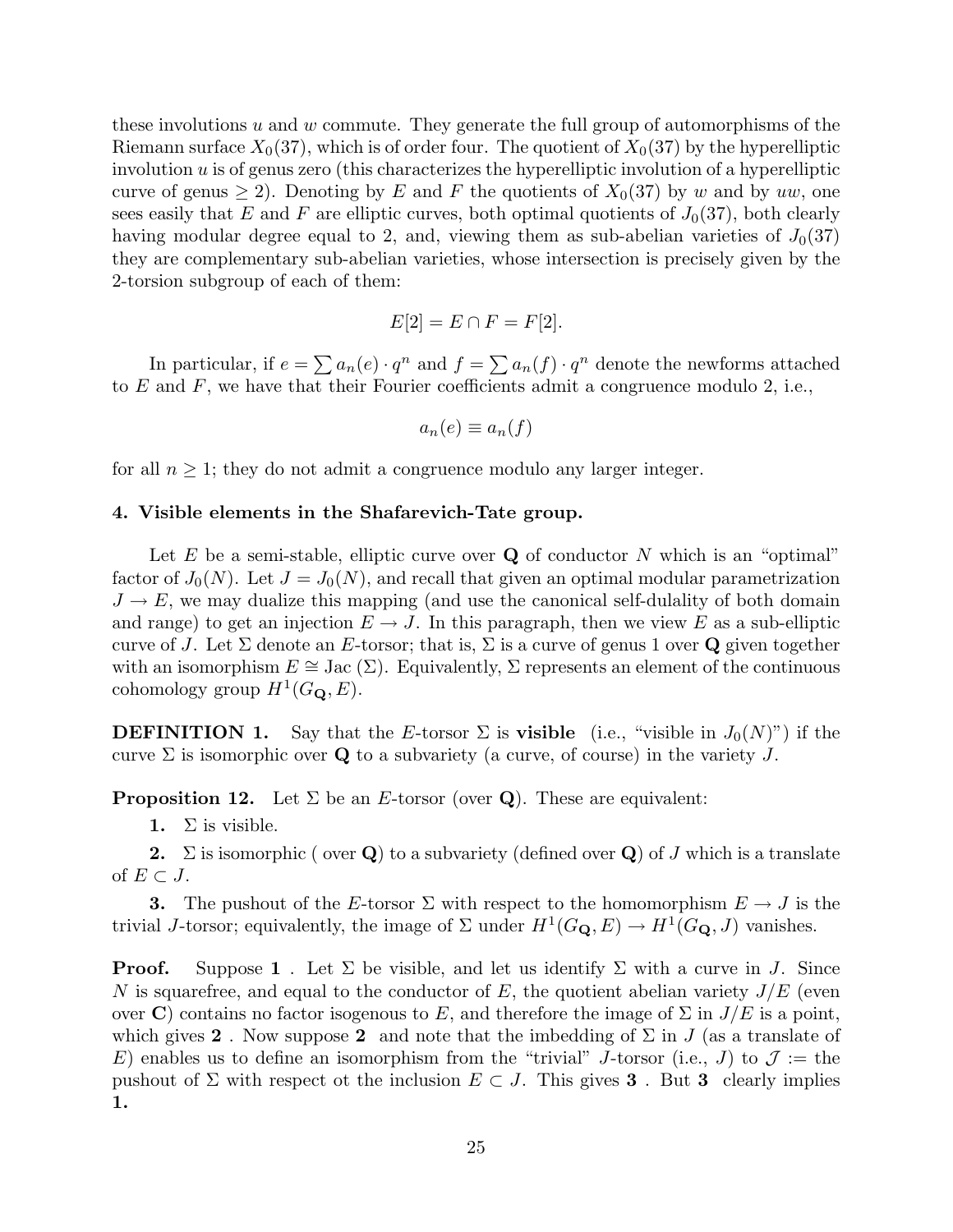these involutions $u$ and $w$ commute. They generate the full group of automorphisms of the Riemann surface $X_0(37)$, which is of order four. The quotient of $X_0(37)$ by the hyperelliptic involution $u$ is of genus zero (this characterizes the hyperelliptic involution of a hyperelliptic curve of genus $\geq 2$). Denoting by $E$ and $F$ the quotients of $X_0(37)$ by $w$ and by $uw$, one sees easily that $E$ and $F$ are elliptic curves, both optimal quotients of $J_0(37)$, both clearly having modular degree equal to 2, and, viewing them as sub-abelian varieties of $J_0(37)$ they are complementary sub-abelian varieties, whose intersection is precisely given by the 2-torsion subgroup of each of them:

$$E[2] = E \cap F = F[2].$$

In particular, if $e = \sum a_n(e) \cdot q^n$ and $f = \sum a_n(f) \cdot q^n$ denote the newforms attached to $E$ and $F$, we have that their Fourier coefficients admit a congruence modulo 2, i.e.,

$$a_n(e) \equiv a_n(f)$$

for all $n \geq 1$; they do not admit a congruence modulo any larger integer.

### 4. Visible elements in the Shafarevich-Tate group.

Let $E$ be a semi-stable, elliptic curve over $\mathbf{Q}$ of conductor $N$ which is an "optimal" factor of $J_0(N)$. Let $J = J_0(N)$, and recall that given an optimal modular parametrization $J \to E$, we may dualize this mapping (and use the canonical self-dulality of both domain and range) to get an injection $E \to J$. In this paragraph, then we view $E$ as a sub-elliptic curve of $J$. Let $\Sigma$ denote an $E$-torsor; that is, $\Sigma$ is a curve of genus 1 over $\mathbf{Q}$ given together with an isomorphism $E \cong \text{Jac}\,(\Sigma)$. Equivalently, $\Sigma$ represents an element of the continuous cohomology group $H^1(G_{\mathbf{Q}}, E)$.

**DEFINITION 1.** Say that the $E$-torsor $\Sigma$ is **visible** (i.e., "visible in $J_0(N)$") if the curve $\Sigma$ is isomorphic over $\mathbf{Q}$ to a subvariety (a curve, of course) in the variety $J$.

**Proposition 12.** Let $\Sigma$ be an $E$-torsor (over $\mathbf{Q}$). These are equivalent:

**1.** $\Sigma$ is visible.

**2.** $\Sigma$ is isomorphic ( over $\mathbf{Q}$) to a subvariety (defined over $\mathbf{Q}$) of $J$ which is a translate of $E \subset J$.

**3.** The pushout of the $E$-torsor $\Sigma$ with respect to the homomorphism $E \to J$ is the trivial $J$-torsor; equivalently, the image of $\Sigma$ under $H^1(G_{\mathbf{Q}}, E) \to H^1(G_{\mathbf{Q}}, J)$ vanishes.

**Proof.** Suppose **1** . Let $\Sigma$ be visible, and let us identify $\Sigma$ with a curve in $J$. Since $N$ is squarefree, and equal to the conductor of $E$, the quotient abelian variety $J/E$ (even over $\mathbf{C}$) contains no factor isogenous to $E$, and therefore the image of $\Sigma$ in $J/E$ is a point, which gives **2** . Now suppose **2** and note that the imbedding of $\Sigma$ in $J$ (as a translate of $E$) enables us to define an isomorphism from the "trivial" $J$-torsor (i.e., $J$) to $\mathcal{J} :=$ the pushout of $\Sigma$ with respect ot the inclusion $E \subset J$. This gives **3** . But **3** clearly implies **1.**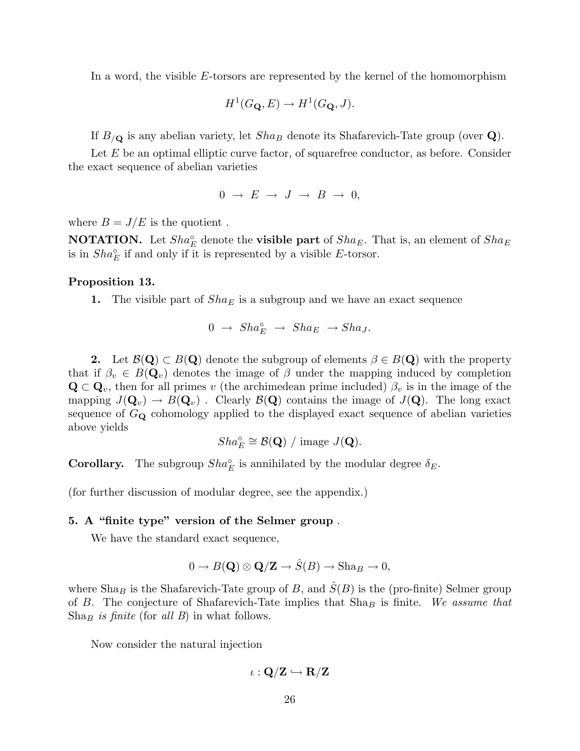In a word, the visible $E$-torsors are represented by the kernel of the homomorphism

$$H^1(G_{\mathbf{Q}}, E) \to H^1(G_{\mathbf{Q}}, J).$$

If $B_{/\mathbf{Q}}$ is any abelian variety, let $Sha_B$ denote its Shafarevich-Tate group (over $\mathbf{Q}$).

Let $E$ be an optimal elliptic curve factor, of squarefree conductor, as before. Consider the exact sequence of abelian varieties

$$0 \;\to\; E \;\to\; J \;\to\; B \;\to\; 0,$$

where $B = J/E$ is the quotient .

**NOTATION.** Let $Sha_E^\circ$ denote the **visible part** of $Sha_E$. That is, an element of $Sha_E$ is in $Sha_E^\circ$ if and only if it is represented by a visible $E$-torsor.

**Proposition 13.**

**1.** The visible part of $Sha_E$ is a subgroup and we have an exact sequence

$$0 \;\to\; Sha_E^\circ \;\to\; Sha_E \;\to Sha_J.$$

**2.** Let $\mathcal{B}(\mathbf{Q}) \subset B(\mathbf{Q})$ denote the subgroup of elements $\beta \in B(\mathbf{Q})$ with the property that if $\beta_v \in B(\mathbf{Q}_v)$ denotes the image of $\beta$ under the mapping induced by completion $\mathbf{Q} \subset \mathbf{Q}_v$, then for all primes $v$ (the archimedean prime included) $\beta_v$ is in the image of the mapping $J(\mathbf{Q}_v) \to B(\mathbf{Q}_v)$ . Clearly $\mathcal{B}(\mathbf{Q})$ contains the image of $J(\mathbf{Q})$. The long exact sequence of $G_{\mathbf{Q}}$ cohomology applied to the displayed exact sequence of abelian varieties above yields

$$Sha_E^\circ \cong \mathcal{B}(\mathbf{Q}) \;/\; \text{image } J(\mathbf{Q}).$$

**Corollary.** The subgroup $Sha_E^\circ$ is annihilated by the modular degree $\delta_E$.

(for further discussion of modular degree, see the appendix.)

### 5. A "finite type" version of the Selmer group .

We have the standard exact sequence,

$$0 \to B(\mathbf{Q}) \otimes \mathbf{Q}/\mathbf{Z} \to \hat{S}(B) \to \text{Sha}_B \to 0,$$

where $\text{Sha}_B$ is the Shafarevich-Tate group of $B$, and $\hat{S}(B)$ is the (pro-finite) Selmer group of $B$. The conjecture of Shafarevich-Tate implies that $\text{Sha}_B$ is finite. *We assume that* $\text{Sha}_B$ *is finite* (for *all* $B$) in what follows.

Now consider the natural injection

$$\iota : \mathbf{Q}/\mathbf{Z} \hookrightarrow \mathbf{R}/\mathbf{Z}$$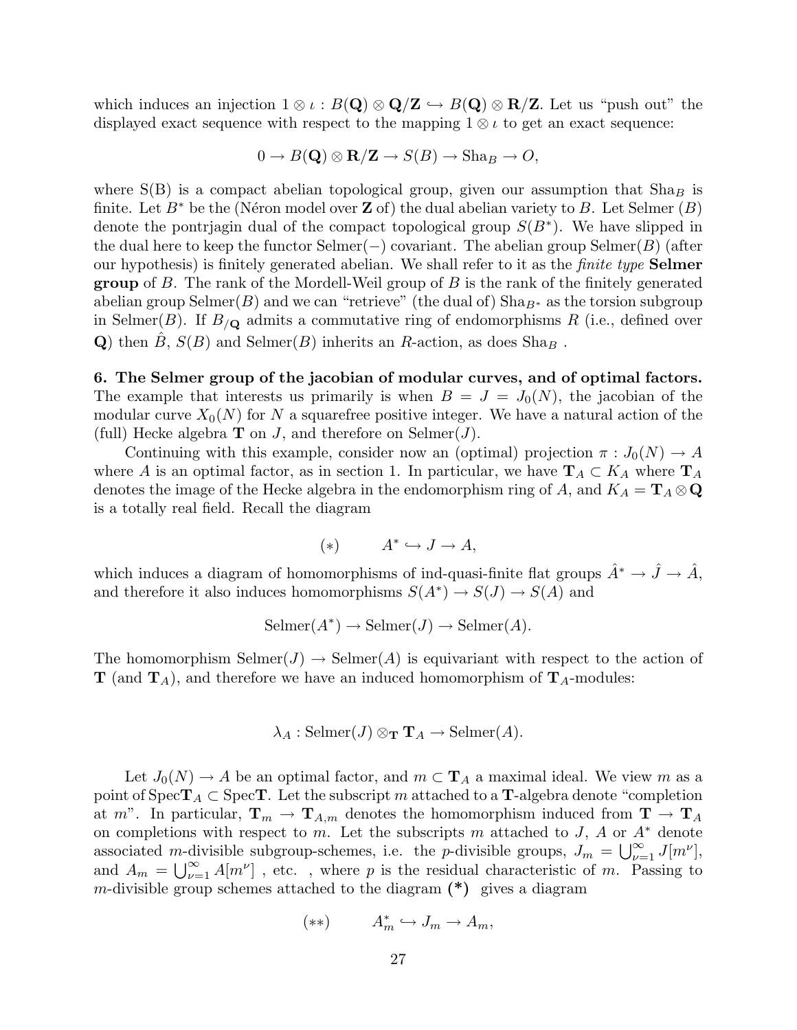which induces an injection $1 \otimes \iota : B(\mathbf{Q}) \otimes \mathbf{Q}/\mathbf{Z} \hookrightarrow B(\mathbf{Q}) \otimes \mathbf{R}/\mathbf{Z}$. Let us "push out" the displayed exact sequence with respect to the mapping $1 \otimes \iota$ to get an exact sequence:

$$0 \to B(\mathbf{Q}) \otimes \mathbf{R}/\mathbf{Z} \to S(B) \to \mathrm{Sha}_B \to O,$$

where S(B) is a compact abelian topological group, given our assumption that $\mathrm{Sha}_B$ is finite. Let $B^*$ be the (Néron model over $\mathbf{Z}$ of) the dual abelian variety to $B$. Let Selmer $(B)$ denote the pontrjagin dual of the compact topological group $S(B^*)$. We have slipped in the dual here to keep the functor Selmer$(-)$ covariant. The abelian group Selmer$(B)$ (after our hypothesis) is finitely generated abelian. We shall refer to it as the *finite type* **Selmer group** of $B$. The rank of the Mordell-Weil group of $B$ is the rank of the finitely generated abelian group Selmer$(B)$ and we can "retrieve" (the dual of) $\mathrm{Sha}_{B^*}$ as the torsion subgroup in Selmer$(B)$. If $B_{/\mathbf{Q}}$ admits a commutative ring of endomorphisms $R$ (i.e., defined over $\mathbf{Q}$) then $\hat{B}$, $S(B)$ and Selmer$(B)$ inherits an $R$-action, as does $\mathrm{Sha}_B$ .

**6. The Selmer group of the jacobian of modular curves, and of optimal factors.** The example that interests us primarily is when $B = J = J_0(N)$, the jacobian of the modular curve $X_0(N)$ for $N$ a squarefree positive integer. We have a natural action of the (full) Hecke algebra $\mathbf{T}$ on $J$, and therefore on Selmer$(J)$.

Continuing with this example, consider now an (optimal) projection $\pi : J_0(N) \to A$ where $A$ is an optimal factor, as in section 1. In particular, we have $\mathbf{T}_A \subset K_A$ where $\mathbf{T}_A$ denotes the image of the Hecke algebra in the endomorphism ring of $A$, and $K_A = \mathbf{T}_A \otimes \mathbf{Q}$ is a totally real field. Recall the diagram

$$(*) \qquad A^* \hookrightarrow J \to A,$$

which induces a diagram of homomorphisms of ind-quasi-finite flat groups $\hat{A}^* \to \hat{J} \to \hat{A}$, and therefore it also induces homomorphisms $S(A^*) \to S(J) \to S(A)$ and

$$\mathrm{Selmer}(A^*) \to \mathrm{Selmer}(J) \to \mathrm{Selmer}(A).$$

The homomorphism $\mathrm{Selmer}(J) \to \mathrm{Selmer}(A)$ is equivariant with respect to the action of $\mathbf{T}$ (and $\mathbf{T}_A$), and therefore we have an induced homomorphism of $\mathbf{T}_A$-modules:

$$\lambda_A : \mathrm{Selmer}(J) \otimes_{\mathbf{T}} \mathbf{T}_A \to \mathrm{Selmer}(A).$$

Let $J_0(N) \to A$ be an optimal factor, and $m \subset \mathbf{T}_A$ a maximal ideal. We view $m$ as a point of $\mathrm{Spec}\mathbf{T}_A \subset \mathrm{Spec}\mathbf{T}$. Let the subscript $m$ attached to a $\mathbf{T}$-algebra denote "completion at $m$". In particular, $\mathbf{T}_m \to \mathbf{T}_{A,m}$ denotes the homomorphism induced from $\mathbf{T} \to \mathbf{T}_A$ on completions with respect to $m$. Let the subscripts $m$ attached to $J$, $A$ or $A^*$ denote associated $m$-divisible subgroup-schemes, i.e. the $p$-divisible groups, $J_m = \bigcup_{\nu=1}^{\infty} J[m^\nu]$, and $A_m = \bigcup_{\nu=1}^{\infty} A[m^\nu]$ , etc. , where $p$ is the residual characteristic of $m$. Passing to $m$-divisible group schemes attached to the diagram **(\*)** gives a diagram

$$(**) \qquad A^*_m \hookrightarrow J_m \to A_m,$$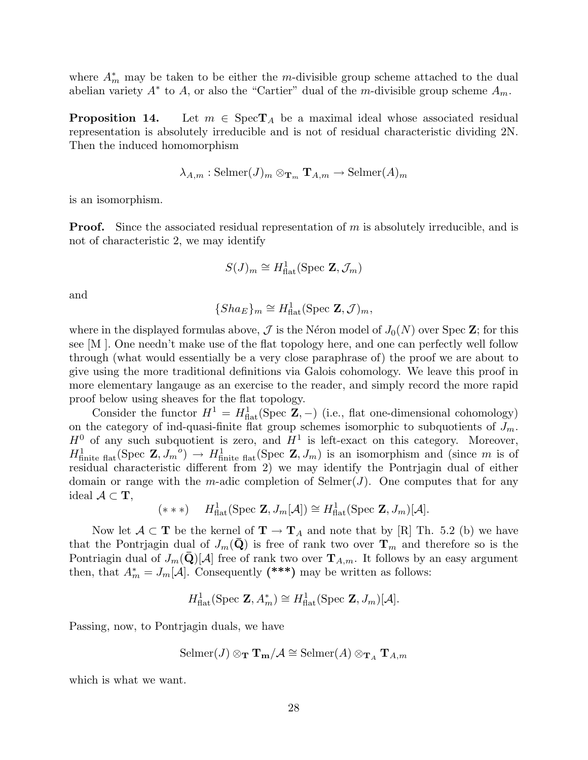where $A^*_m$ may be taken to be either the $m$-divisible group scheme attached to the dual abelian variety $A^*$ to $A$, or also the "Cartier" dual of the $m$-divisible group scheme $A_m$.

**Proposition 14.** Let $m \in \text{Spec}\mathbf{T}_A$ be a maximal ideal whose associated residual representation is absolutely irreducible and is not of residual characteristic dividing 2N. Then the induced homomorphism

$$\lambda_{A,m} : \text{Selmer}(J)_m \otimes_{\mathbf{T}_m} \mathbf{T}_{A,m} \to \text{Selmer}(A)_m$$

is an isomorphism.

**Proof.** Since the associated residual representation of $m$ is absolutely irreducible, and is not of characteristic 2, we may identify

$$S(J)_m \cong H^1_{\text{flat}}(\text{Spec } \mathbf{Z}, \mathcal{J}_m)$$

and

$$\{Sha_E\}_m \cong H^1_{\text{flat}}(\text{Spec } \mathbf{Z}, \mathcal{J})_m,$$

where in the displayed formulas above, $\mathcal{J}$ is the Néron model of $J_0(N)$ over Spec $\mathbf{Z}$; for this see [M ]. One needn't make use of the flat topology here, and one can perfectly well follow through (what would essentially be a very close paraphrase of) the proof we are about to give using the more traditional definitions via Galois cohomology. We leave this proof in more elementary langauge as an exercise to the reader, and simply record the more rapid proof below using sheaves for the flat topology.

Consider the functor $H^1 = H^1_{\text{flat}}(\text{Spec } \mathbf{Z}, -)$ (i.e., flat one-dimensional cohomology) on the category of ind-quasi-finite flat group schemes isomorphic to subquotients of $J_m$. $H^0$ of any such subquotient is zero, and $H^1$ is left-exact on this category. Moreover, $H^1_{\text{finite flat}}(\text{Spec } \mathbf{Z}, {J_m}^o) \to H^1_{\text{finite flat}}(\text{Spec } \mathbf{Z}, J_m)$ is an isomorphism and (since $m$ is of residual characteristic different from 2) we may identify the Pontrjagin dual of either domain or range with the $m$-adic completion of Selmer$(J)$. One computes that for any ideal $\mathcal{A} \subset \mathbf{T}$,

$$(***) \qquad H^1_{\text{flat}}(\text{Spec } \mathbf{Z}, J_m[\mathcal{A}]) \cong H^1_{\text{flat}}(\text{Spec } \mathbf{Z}, J_m)[\mathcal{A}].$$

Now let $\mathcal{A} \subset \mathbf{T}$ be the kernel of $\mathbf{T} \to \mathbf{T}_A$ and note that by [R] Th. 5.2 (b) we have that the Pontrjagin dual of $J_m(\bar{\mathbf{Q}})$ is free of rank two over $\mathbf{T}_m$ and therefore so is the Pontriagin dual of $J_m(\bar{\mathbf{Q}})[\mathcal{A}]$ free of rank two over $\mathbf{T}_{A,m}$. It follows by an easy argument then, that $A^*_m = J_m[\mathcal{A}]$. Consequently **(\*\*\*)** may be written as follows:

$$H^1_{\text{flat}}(\text{Spec } \mathbf{Z}, A^*_m) \cong H^1_{\text{flat}}(\text{Spec } \mathbf{Z}, J_m)[\mathcal{A}].$$

Passing, now, to Pontrjagin duals, we have

$$\text{Selmer}(J) \otimes_{\mathbf{T}} \mathbf{T_m}/\mathcal{A} \cong \text{Selmer}(A) \otimes_{\mathbf{T}_A} \mathbf{T}_{A,m}$$

which is what we want.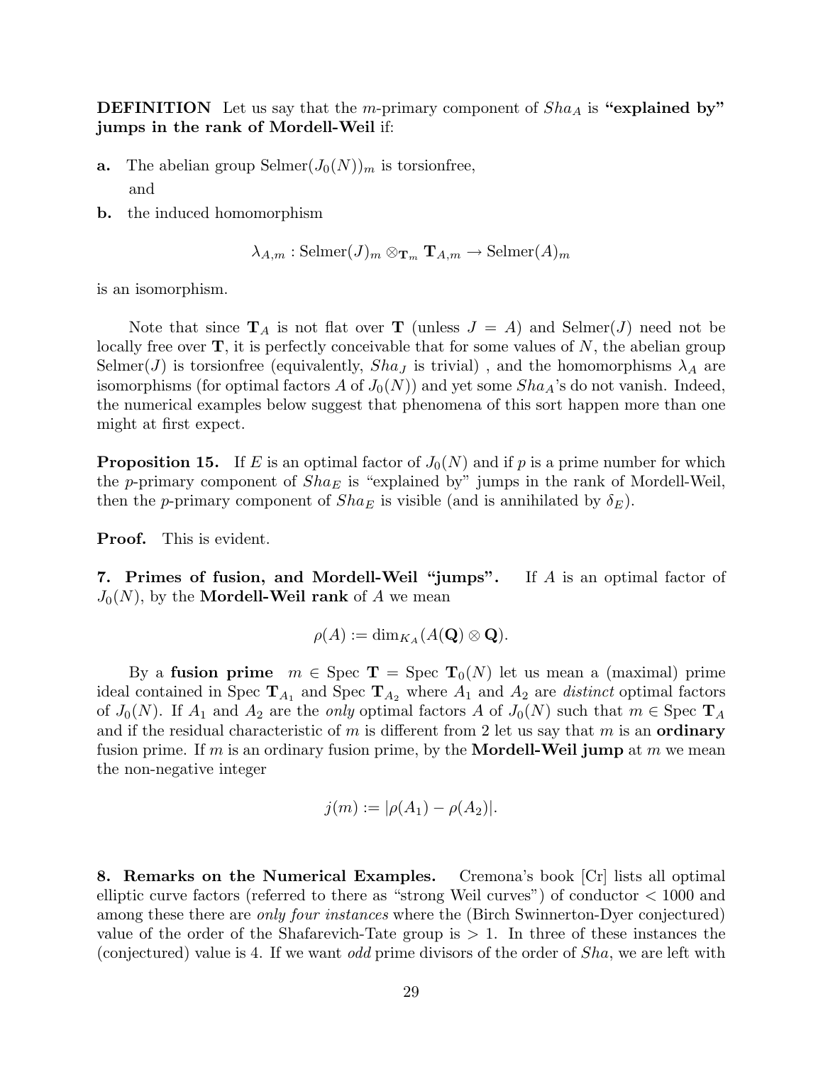**DEFINITION** Let us say that the $m$-primary component of $Sha_A$ is **"explained by" jumps in the rank of Mordell-Weil** if:

**a.** The abelian group $\text{Selmer}(J_0(N))_m$ is torsionfree,

and

**b.** the induced homomorphism

$$\lambda_{A,m} : \text{Selmer}(J)_m \otimes_{\mathbf{T}_m} \mathbf{T}_{A,m} \to \text{Selmer}(A)_m$$

is an isomorphism.

Note that since $\mathbf{T}_A$ is not flat over $\mathbf{T}$ (unless $J = A$) and $\text{Selmer}(J)$ need not be locally free over $\mathbf{T}$, it is perfectly conceivable that for some values of $N$, the abelian group $\text{Selmer}(J)$ is torsionfree (equivalently, $Sha_J$ is trivial) , and the homomorphisms $\lambda_A$ are isomorphisms (for optimal factors $A$ of $J_0(N)$) and yet some $Sha_A$'s do not vanish. Indeed, the numerical examples below suggest that phenomena of this sort happen more than one might at first expect.

**Proposition 15.** If $E$ is an optimal factor of $J_0(N)$ and if $p$ is a prime number for which the $p$-primary component of $Sha_E$ is "explained by" jumps in the rank of Mordell-Weil, then the $p$-primary component of $Sha_E$ is visible (and is annihilated by $\delta_E$).

**Proof.** This is evident.

**7. Primes of fusion, and Mordell-Weil "jumps".** If $A$ is an optimal factor of $J_0(N)$, by the **Mordell-Weil rank** of $A$ we mean

$$\rho(A) := \dim_{K_A}(A(\mathbf{Q}) \otimes \mathbf{Q}).$$

By a **fusion prime** $m \in \text{Spec } \mathbf{T} = \text{Spec } \mathbf{T}_0(N)$ let us mean a (maximal) prime ideal contained in $\text{Spec } \mathbf{T}_{A_1}$ and $\text{Spec } \mathbf{T}_{A_2}$ where $A_1$ and $A_2$ are *distinct* optimal factors of $J_0(N)$. If $A_1$ and $A_2$ are the *only* optimal factors $A$ of $J_0(N)$ such that $m \in \text{Spec } \mathbf{T}_A$ and if the residual characteristic of $m$ is different from 2 let us say that $m$ is an **ordinary** fusion prime. If $m$ is an ordinary fusion prime, by the **Mordell-Weil jump** at $m$ we mean the non-negative integer

$$j(m) := |\rho(A_1) - \rho(A_2)|.$$

**8. Remarks on the Numerical Examples.** Cremona's book [Cr] lists all optimal elliptic curve factors (referred to there as "strong Weil curves") of conductor $< 1000$ and among these there are *only four instances* where the (Birch Swinnerton-Dyer conjectured) value of the order of the Shafarevich-Tate group is $> 1$. In three of these instances the (conjectured) value is 4. If we want *odd* prime divisors of the order of $Sha$, we are left with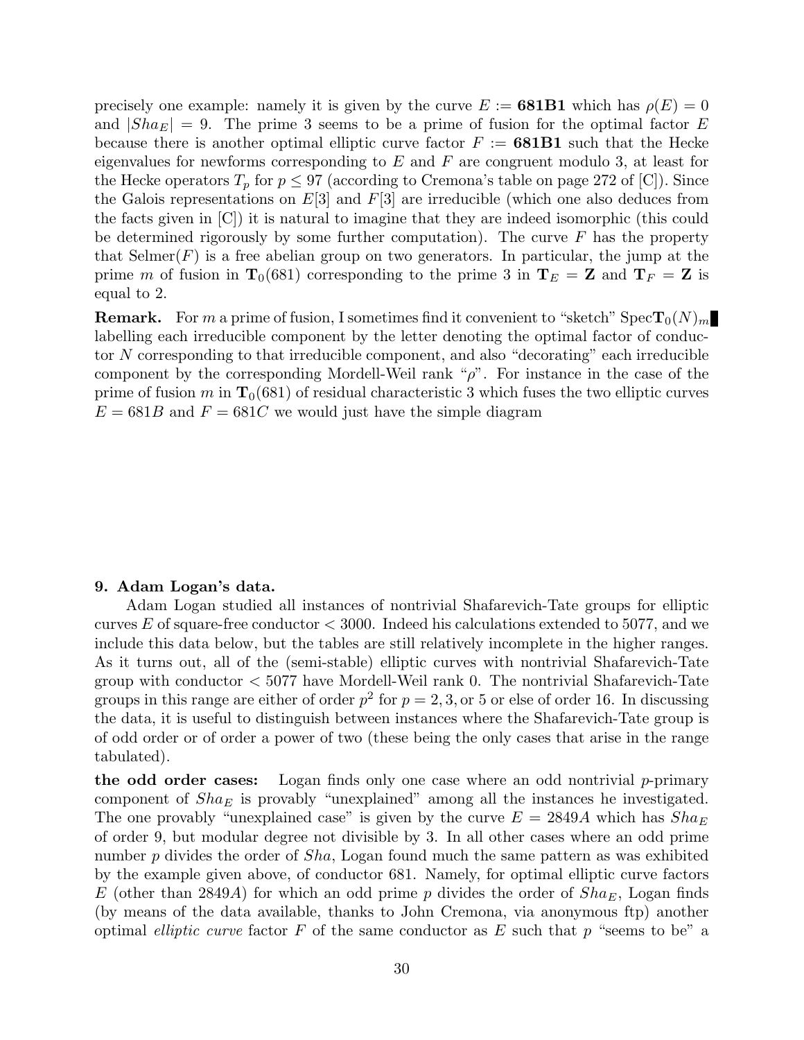precisely one example: namely it is given by the curve $E :=$ **681B1** which has $\rho(E) = 0$ and $|Sha_E| = 9$. The prime 3 seems to be a prime of fusion for the optimal factor $E$ because there is another optimal elliptic curve factor $F :=$ **681B1** such that the Hecke eigenvalues for newforms corresponding to $E$ and $F$ are congruent modulo 3, at least for the Hecke operators $T_p$ for $p \leq 97$ (according to Cremona's table on page 272 of [C]). Since the Galois representations on $E[3]$ and $F[3]$ are irreducible (which one also deduces from the facts given in [C]) it is natural to imagine that they are indeed isomorphic (this could be determined rigorously by some further computation). The curve $F$ has the property that $\mathrm{Selmer}(F)$ is a free abelian group on two generators. In particular, the jump at the prime $m$ of fusion in $\mathbf{T}_0(681)$ corresponding to the prime 3 in $\mathbf{T}_E = \mathbf{Z}$ and $\mathbf{T}_F = \mathbf{Z}$ is equal to 2.

**Remark.** For $m$ a prime of fusion, I sometimes find it convenient to "sketch" $\mathrm{Spec}\mathbf{T}_0(N)_m$ labelling each irreducible component by the letter denoting the optimal factor of conductor $N$ corresponding to that irreducible component, and also "decorating" each irreducible component by the corresponding Mordell-Weil rank "$\rho$". For instance in the case of the prime of fusion $m$ in $\mathbf{T}_0(681)$ of residual characteristic 3 which fuses the two elliptic curves $E = 681B$ and $F = 681C$ we would just have the simple diagram

**9. Adam Logan's data.**

Adam Logan studied all instances of nontrivial Shafarevich-Tate groups for elliptic curves $E$ of square-free conductor $< 3000$. Indeed his calculations extended to 5077, and we include this data below, but the tables are still relatively incomplete in the higher ranges. As it turns out, all of the (semi-stable) elliptic curves with nontrivial Shafarevich-Tate group with conductor $< 5077$ have Mordell-Weil rank 0. The nontrivial Shafarevich-Tate groups in this range are either of order $p^2$ for $p = 2, 3,$ or 5 or else of order 16. In discussing the data, it is useful to distinguish between instances where the Shafarevich-Tate group is of odd order or of order a power of two (these being the only cases that arise in the range tabulated).

**the odd order cases:** Logan finds only one case where an odd nontrivial $p$-primary component of $Sha_E$ is provably "unexplained" among all the instances he investigated. The one provably "unexplained case" is given by the curve $E = 2849A$ which has $Sha_E$ of order 9, but modular degree not divisible by 3. In all other cases where an odd prime number $p$ divides the order of $Sha$, Logan found much the same pattern as was exhibited by the example given above, of conductor 681. Namely, for optimal elliptic curve factors $E$ (other than $2849A$) for which an odd prime $p$ divides the order of $Sha_E$, Logan finds (by means of the data available, thanks to John Cremona, via anonymous ftp) another optimal *elliptic curve* factor $F$ of the same conductor as $E$ such that $p$ "seems to be" a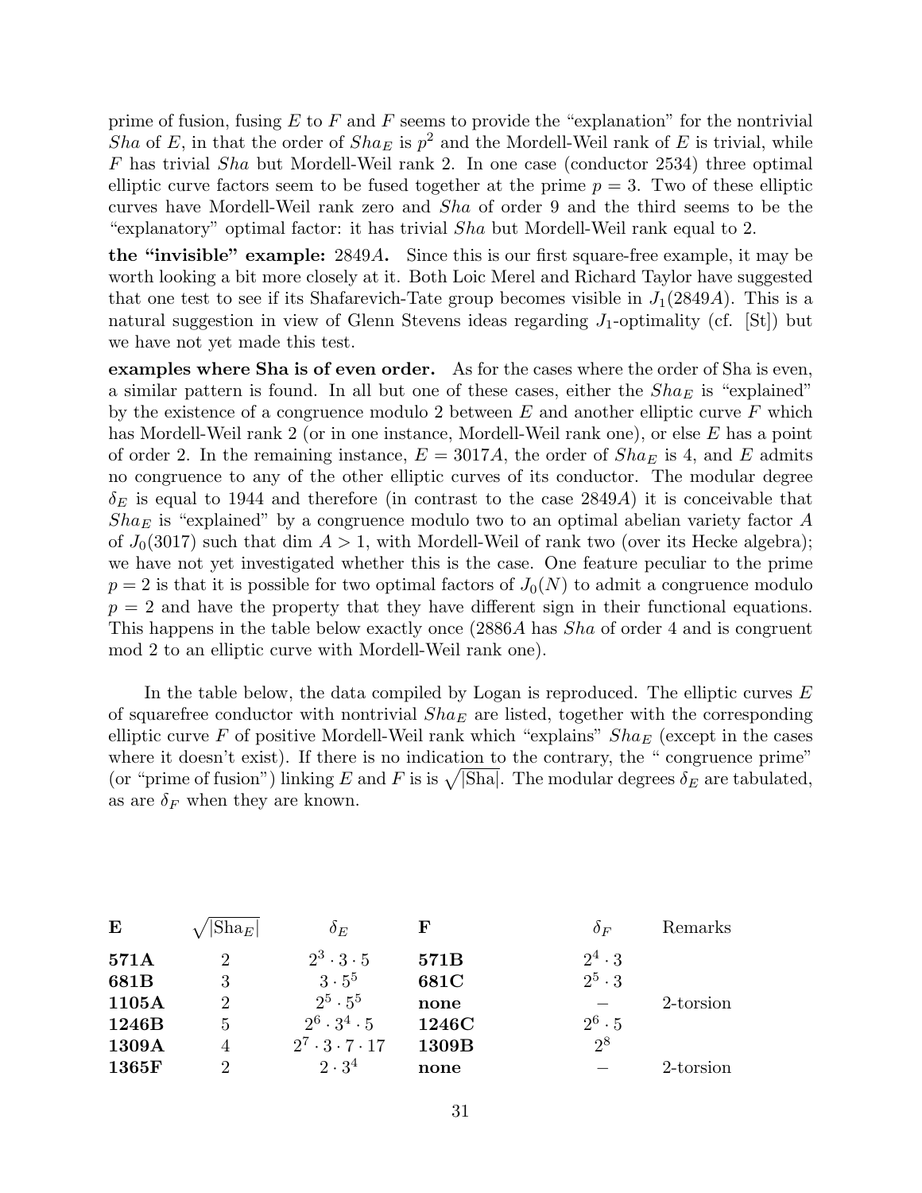prime of fusion, fusing $E$ to $F$ and $F$ seems to provide the "explanation" for the nontrivial *Sha* of $E$, in that the order of $Sha_E$ is $p^2$ and the Mordell-Weil rank of $E$ is trivial, while $F$ has trivial *Sha* but Mordell-Weil rank 2. In one case (conductor 2534) three optimal elliptic curve factors seem to be fused together at the prime $p = 3$. Two of these elliptic curves have Mordell-Weil rank zero and *Sha* of order 9 and the third seems to be the "explanatory" optimal factor: it has trivial *Sha* but Mordell-Weil rank equal to 2.

**the "invisible" example:** $2849A$**.** Since this is our first square-free example, it may be worth looking a bit more closely at it. Both Loic Merel and Richard Taylor have suggested that one test to see if its Shafarevich-Tate group becomes visible in $J_1(2849A)$. This is a natural suggestion in view of Glenn Stevens ideas regarding $J_1$-optimality (cf. [St]) but we have not yet made this test.

**examples where Sha is of even order.** As for the cases where the order of Sha is even, a similar pattern is found. In all but one of these cases, either the $Sha_E$ is "explained" by the existence of a congruence modulo 2 between $E$ and another elliptic curve $F$ which has Mordell-Weil rank 2 (or in one instance, Mordell-Weil rank one), or else $E$ has a point of order 2. In the remaining instance, $E = 3017A$, the order of $Sha_E$ is 4, and $E$ admits no congruence to any of the other elliptic curves of its conductor. The modular degree $\delta_E$ is equal to 1944 and therefore (in contrast to the case $2849A$) it is conceivable that $Sha_E$ is "explained" by a congruence modulo two to an optimal abelian variety factor $A$ of $J_0(3017)$ such that $\dim A > 1$, with Mordell-Weil of rank two (over its Hecke algebra); we have not yet investigated whether this is the case. One feature peculiar to the prime $p = 2$ is that it is possible for two optimal factors of $J_0(N)$ to admit a congruence modulo $p = 2$ and have the property that they have different sign in their functional equations. This happens in the table below exactly once ($2886A$ has *Sha* of order 4 and is congruent mod 2 to an elliptic curve with Mordell-Weil rank one).

In the table below, the data compiled by Logan is reproduced. The elliptic curves $E$ of squarefree conductor with nontrivial $Sha_E$ are listed, together with the corresponding elliptic curve $F$ of positive Mordell-Weil rank which "explains" $Sha_E$ (except in the cases where it doesn't exist). If there is no indication to the contrary, the " congruence prime" (or "prime of fusion") linking $E$ and $F$ is is $\sqrt{|\text{Sha}|}$. The modular degrees $\delta_E$ are tabulated, as are $\delta_F$ when they are known.

| **E** | $\sqrt{\lvert\text{Sha}_E\rvert}$ | $\delta_E$ | **F** | $\delta_F$ | Remarks |
|---|---|---|---|---|---|
| **571A** | 2 | $2^3 \cdot 3 \cdot 5$ | **571B** | $2^4 \cdot 3$ | |
| **681B** | 3 | $3 \cdot 5^5$ | **681C** | $2^5 \cdot 3$ | |
| **1105A** | 2 | $2^5 \cdot 5^5$ | **none** | $-$ | 2-torsion |
| **1246B** | 5 | $2^6 \cdot 3^4 \cdot 5$ | **1246C** | $2^6 \cdot 5$ | |
| **1309A** | 4 | $2^7 \cdot 3 \cdot 7 \cdot 17$ | **1309B** | $2^8$ | |
| **1365F** | 2 | $2 \cdot 3^4$ | **none** | $-$ | 2-torsion |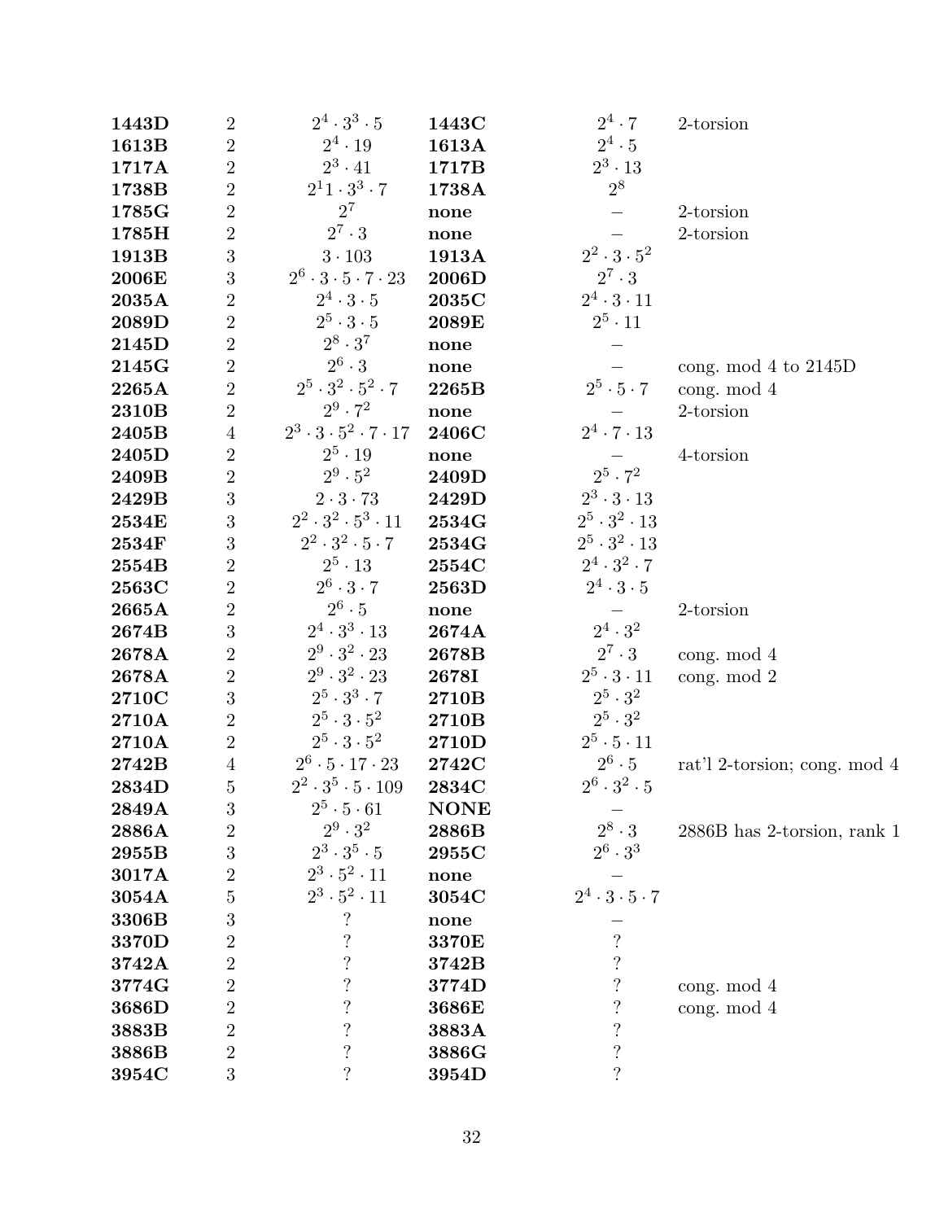| | | | | | |
|---|---|---|---|---|---|
| **1443D** | 2 | $2^4 \cdot 3^3 \cdot 5$ | **1443C** | $2^4 \cdot 7$ | 2-torsion |
| **1613B** | 2 | $2^4 \cdot 19$ | **1613A** | $2^4 \cdot 5$ | |
| **1717A** | 2 | $2^3 \cdot 41$ | **1717B** | $2^3 \cdot 13$ | |
| **1738B** | 2 | $2^11 \cdot 3^3 \cdot 7$ | **1738A** | $2^8$ | |
| **1785G** | 2 | $2^7$ | **none** | $-$ | 2-torsion |
| **1785H** | 2 | $2^7 \cdot 3$ | **none** | $-$ | 2-torsion |
| **1913B** | 3 | $3 \cdot 103$ | **1913A** | $2^2 \cdot 3 \cdot 5^2$ | |
| **2006E** | 3 | $2^6 \cdot 3 \cdot 5 \cdot 7 \cdot 23$ | **2006D** | $2^7 \cdot 3$ | |
| **2035A** | 2 | $2^4 \cdot 3 \cdot 5$ | **2035C** | $2^4 \cdot 3 \cdot 11$ | |
| **2089D** | 2 | $2^5 \cdot 3 \cdot 5$ | **2089E** | $2^5 \cdot 11$ | |
| **2145D** | 2 | $2^8 \cdot 3^7$ | **none** | $-$ | |
| **2145G** | 2 | $2^6 \cdot 3$ | **none** | $-$ | cong. mod 4 to 2145D |
| **2265A** | 2 | $2^5 \cdot 3^2 \cdot 5^2 \cdot 7$ | **2265B** | $2^5 \cdot 5 \cdot 7$ | cong. mod 4 |
| **2310B** | 2 | $2^9 \cdot 7^2$ | **none** | $-$ | 2-torsion |
| **2405B** | 4 | $2^3 \cdot 3 \cdot 5^2 \cdot 7 \cdot 17$ | **2406C** | $2^4 \cdot 7 \cdot 13$ | |
| **2405D** | 2 | $2^5 \cdot 19$ | **none** | $-$ | 4-torsion |
| **2409B** | 2 | $2^9 \cdot 5^2$ | **2409D** | $2^5 \cdot 7^2$ | |
| **2429B** | 3 | $2 \cdot 3 \cdot 73$ | **2429D** | $2^3 \cdot 3 \cdot 13$ | |
| **2534E** | 3 | $2^2 \cdot 3^2 \cdot 5^3 \cdot 11$ | **2534G** | $2^5 \cdot 3^2 \cdot 13$ | |
| **2534F** | 3 | $2^2 \cdot 3^2 \cdot 5 \cdot 7$ | **2534G** | $2^5 \cdot 3^2 \cdot 13$ | |
| **2554B** | 2 | $2^5 \cdot 13$ | **2554C** | $2^4 \cdot 3^2 \cdot 7$ | |
| **2563C** | 2 | $2^6 \cdot 3 \cdot 7$ | **2563D** | $2^4 \cdot 3 \cdot 5$ | |
| **2665A** | 2 | $2^6 \cdot 5$ | **none** | $-$ | 2-torsion |
| **2674B** | 3 | $2^4 \cdot 3^3 \cdot 13$ | **2674A** | $2^4 \cdot 3^2$ | |
| **2678A** | 2 | $2^9 \cdot 3^2 \cdot 23$ | **2678B** | $2^7 \cdot 3$ | cong. mod 4 |
| **2678A** | 2 | $2^9 \cdot 3^2 \cdot 23$ | **2678I** | $2^5 \cdot 3 \cdot 11$ | cong. mod 2 |
| **2710C** | 3 | $2^5 \cdot 3^3 \cdot 7$ | **2710B** | $2^5 \cdot 3^2$ | |
| **2710A** | 2 | $2^5 \cdot 3 \cdot 5^2$ | **2710B** | $2^5 \cdot 3^2$ | |
| **2710A** | 2 | $2^5 \cdot 3 \cdot 5^2$ | **2710D** | $2^5 \cdot 5 \cdot 11$ | |
| **2742B** | 4 | $2^6 \cdot 5 \cdot 17 \cdot 23$ | **2742C** | $2^6 \cdot 5$ | rat'l 2-torsion; cong. mod 4 |
| **2834D** | 5 | $2^2 \cdot 3^5 \cdot 5 \cdot 109$ | **2834C** | $2^6 \cdot 3^2 \cdot 5$ | |
| **2849A** | 3 | $2^5 \cdot 5 \cdot 61$ | **NONE** | $-$ | |
| **2886A** | 2 | $2^9 \cdot 3^2$ | **2886B** | $2^8 \cdot 3$ | 2886B has 2-torsion, rank 1 |
| **2955B** | 3 | $2^3 \cdot 3^5 \cdot 5$ | **2955C** | $2^6 \cdot 3^3$ | |
| **3017A** | 2 | $2^3 \cdot 5^2 \cdot 11$ | **none** | $-$ | |
| **3054A** | 5 | $2^3 \cdot 5^2 \cdot 11$ | **3054C** | $2^4 \cdot 3 \cdot 5 \cdot 7$ | |
| **3306B** | 3 | ? | **none** | $-$ | |
| **3370D** | 2 | ? | **3370E** | ? | |
| **3742A** | 2 | ? | **3742B** | ? | |
| **3774G** | 2 | ? | **3774D** | ? | cong. mod 4 |
| **3686D** | 2 | ? | **3686E** | ? | cong. mod 4 |
| **3883B** | 2 | ? | **3883A** | ? | |
| **3886B** | 2 | ? | **3886G** | ? | |
| **3954C** | 3 | ? | **3954D** | ? | |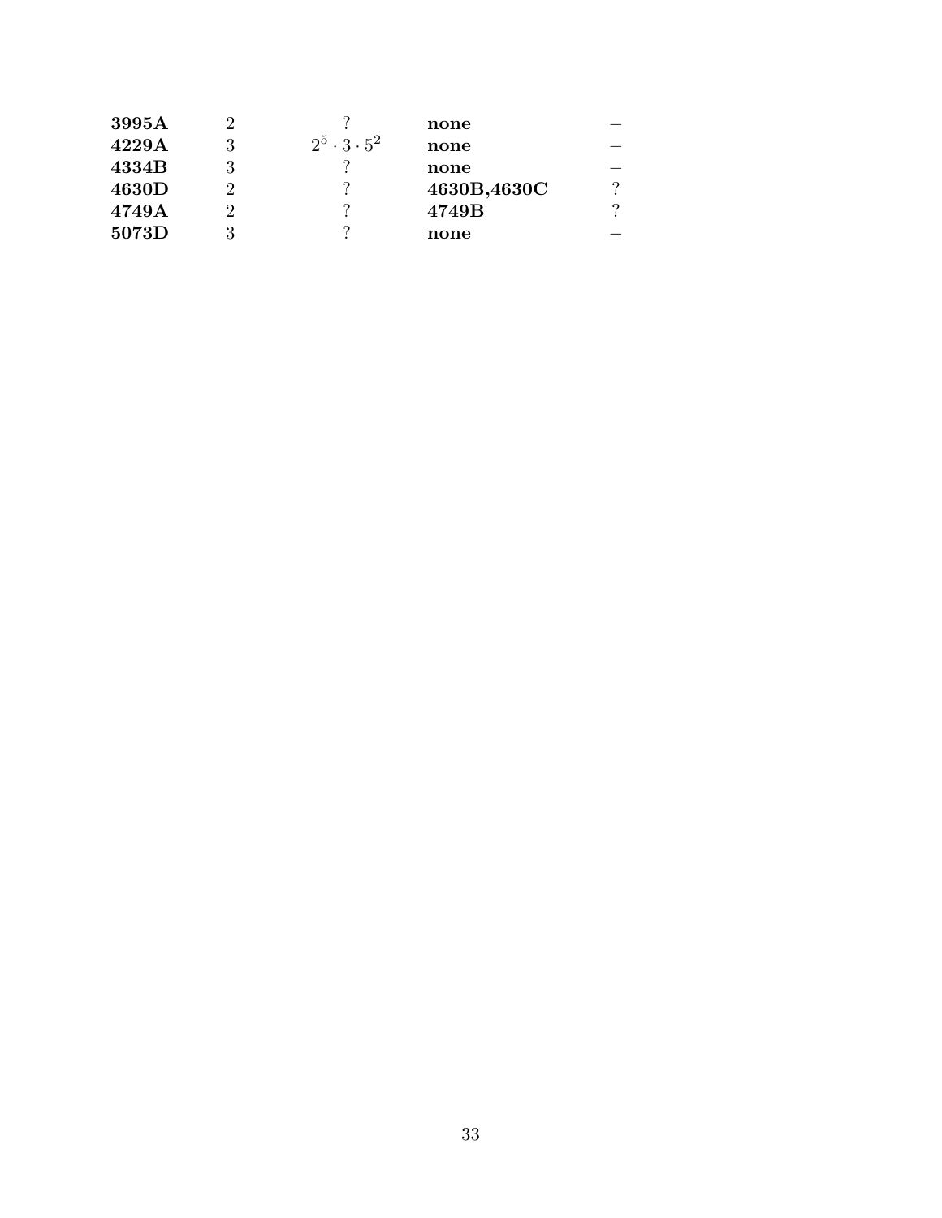| | | | | |
|---|---|---|---|---|
| **3995A** | 2 | ? | **none** | $-$ |
| **4229A** | 3 | $2^5 \cdot 3 \cdot 5^2$ | **none** | $-$ |
| **4334B** | 3 | ? | **none** | $-$ |
| **4630D** | 2 | ? | **4630B,4630C** | ? |
| **4749A** | 2 | ? | **4749B** | ? |
| **5073D** | 3 | ? | **none** | $-$ |